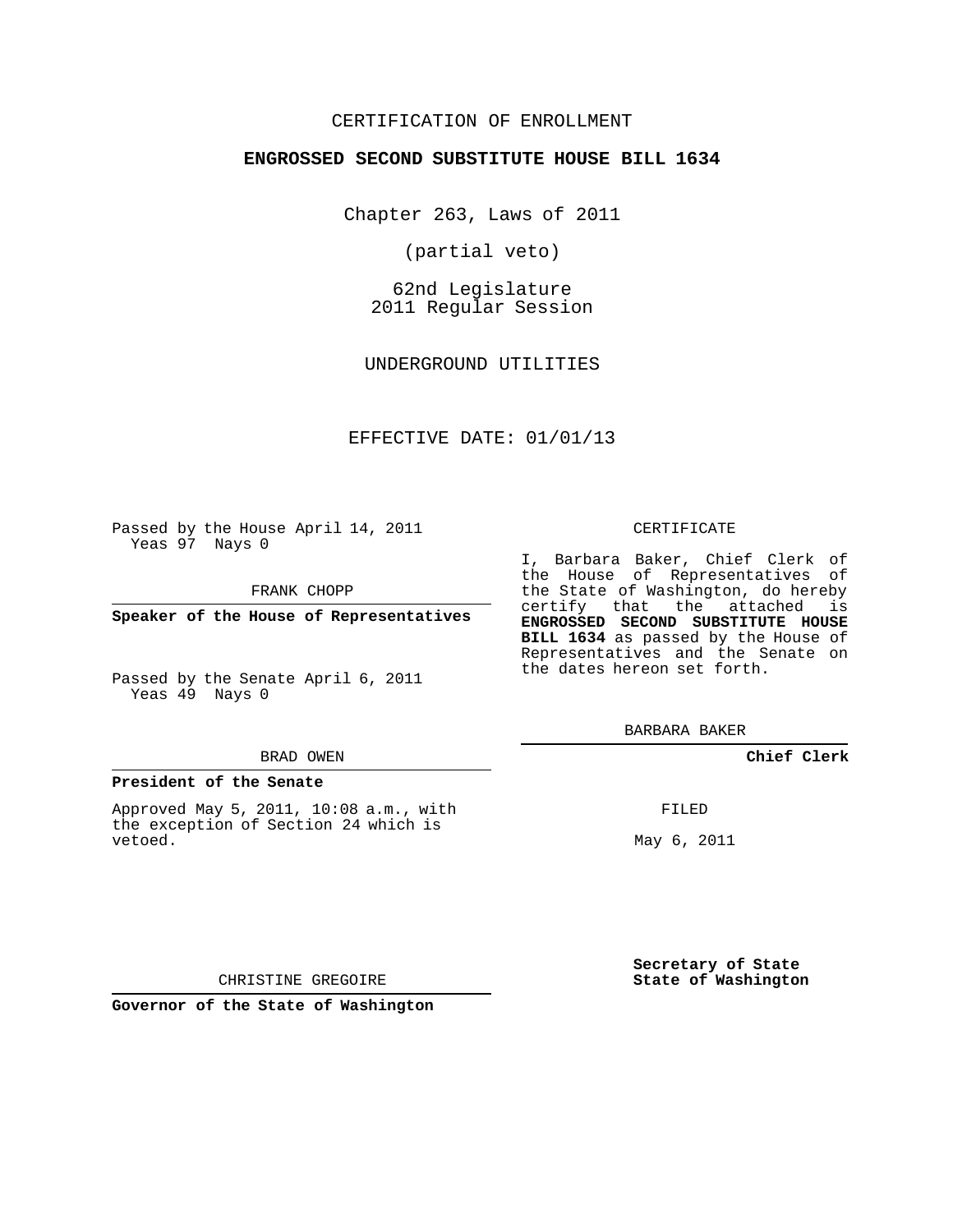CERTIFICATION OF ENROLLMENT

**ENGROSSED SECOND SUBSTITUTE HOUSE BILL 1634**

Chapter 263, Laws of 2011

(partial veto)

62nd Legislature
2011 Regular Session

UNDERGROUND UTILITIES

EFFECTIVE DATE: 01/01/13

Passed by the House April 14, 2011
Yeas 97 Nays 0

FRANK CHOPP

**Speaker of the House of Representatives**

Passed by the Senate April 6, 2011
Yeas 49 Nays 0

BRAD OWEN

**President of the Senate**

Approved May 5, 2011, 10:08 a.m., with the exception of Section 24 which is vetoed.

CHRISTINE GREGOIRE

**Governor of the State of Washington**

CERTIFICATE

I, Barbara Baker, Chief Clerk of the House of Representatives of the State of Washington, do hereby certify that the attached is **ENGROSSED SECOND SUBSTITUTE HOUSE BILL 1634** as passed by the House of Representatives and the Senate on the dates hereon set forth.

BARBARA BAKER

**Chief Clerk**

FILED

May 6, 2011

**Secretary of State**
**State of Washington**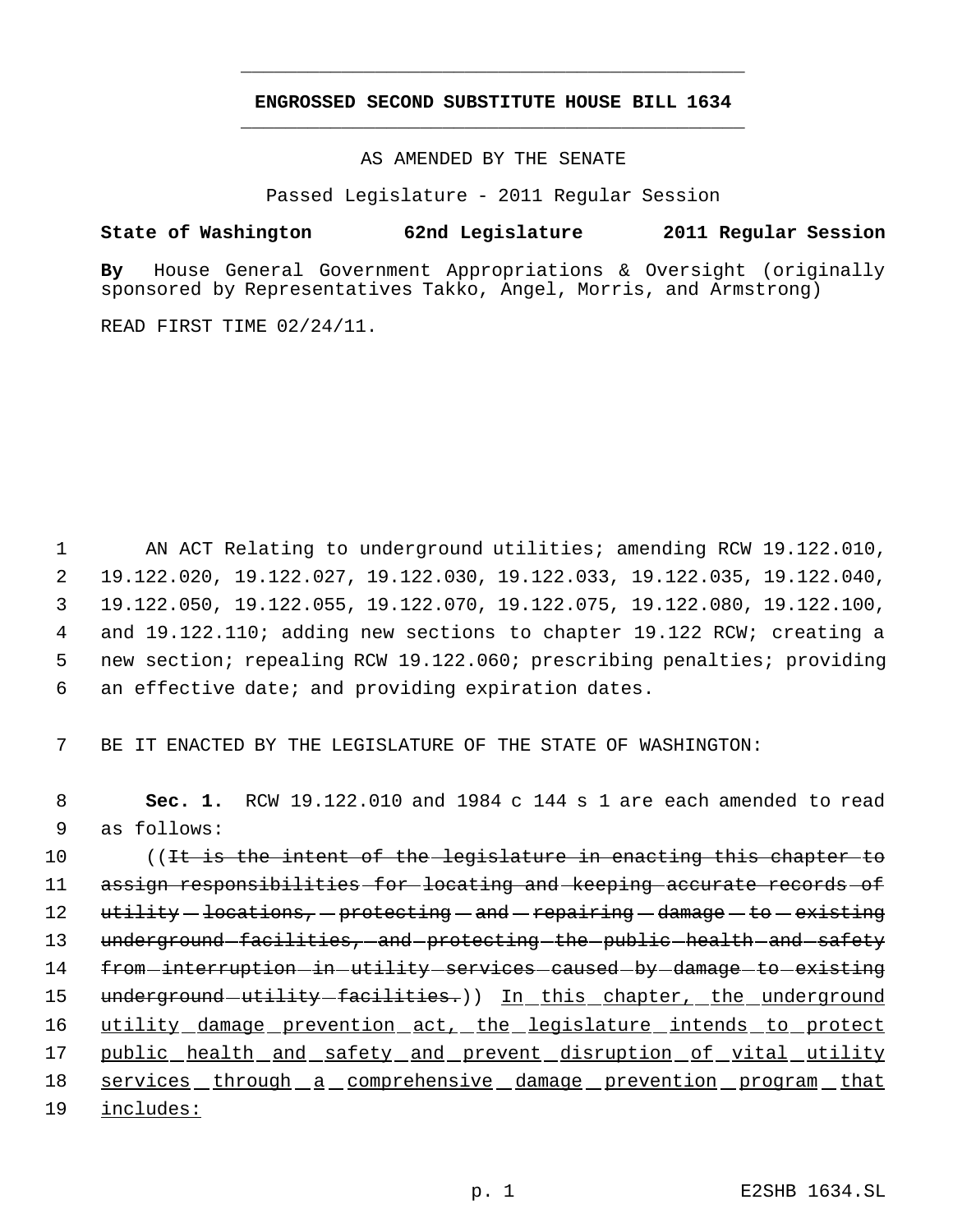# ENGROSSED SECOND SUBSTITUTE HOUSE BILL 1634

AS AMENDED BY THE SENATE

Passed Legislature - 2011 Regular Session

**State of Washington 62nd Legislature 2011 Regular Session**

**By** House General Government Appropriations & Oversight (originally sponsored by Representatives Takko, Angel, Morris, and Armstrong)

READ FIRST TIME 02/24/11.

1 AN ACT Relating to underground utilities; amending RCW 19.122.010, 2 19.122.020, 19.122.027, 19.122.030, 19.122.033, 19.122.035, 19.122.040, 3 19.122.050, 19.122.055, 19.122.070, 19.122.075, 19.122.080, 19.122.100, 4 and 19.122.110; adding new sections to chapter 19.122 RCW; creating a 5 new section; repealing RCW 19.122.060; prescribing penalties; providing 6 an effective date; and providing expiration dates.

7 BE IT ENACTED BY THE LEGISLATURE OF THE STATE OF WASHINGTON:

8 **Sec. 1.** RCW 19.122.010 and 1984 c 144 s 1 are each amended to read 9 as follows:

10 ((~~It is the intent of the legislature in enacting this chapter to~~ 11 ~~assign responsibilities for locating and keeping accurate records of~~ 12 ~~utility locations, protecting and repairing damage to existing~~ 13 ~~underground facilities, and protecting the public health and safety~~ 14 ~~from interruption in utility services caused by damage to existing~~ 15 ~~underground utility facilities.~~)) In this chapter, the underground 16 utility damage prevention act, the legislature intends to protect 17 public health and safety and prevent disruption of vital utility 18 services through a comprehensive damage prevention program that 19 includes: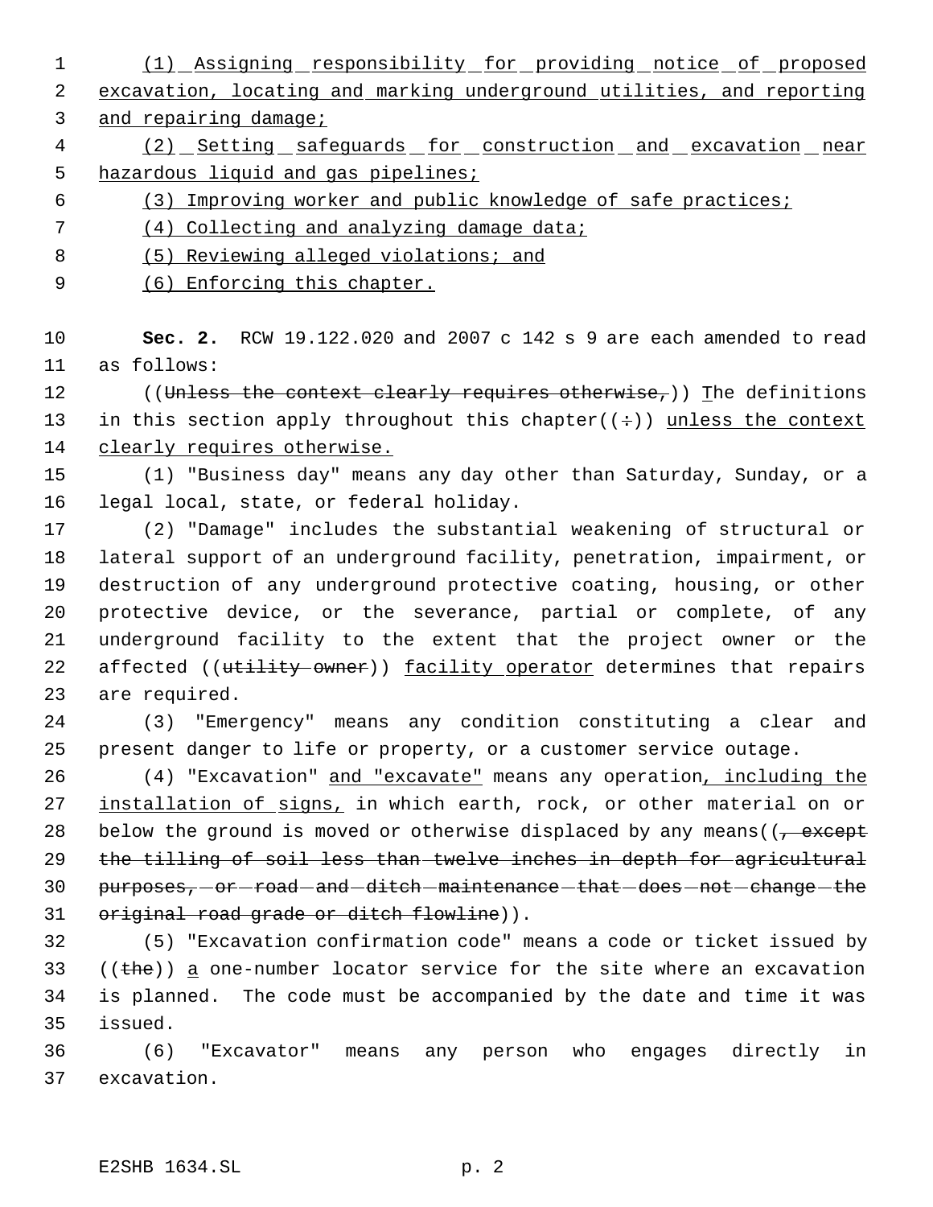(1) Assigning responsibility for providing notice of proposed excavation, locating and marking underground utilities, and reporting and repairing damage;

(2) Setting safeguards for construction and excavation near hazardous liquid and gas pipelines;

(3) Improving worker and public knowledge of safe practices;

(4) Collecting and analyzing damage data;

(5) Reviewing alleged violations; and

(6) Enforcing this chapter.

**Sec. 2.** RCW 19.122.020 and 2007 c 142 s 9 are each amended to read as follows:

((Unless the context clearly requires otherwise,)) The definitions in this section apply throughout this chapter((:)) unless the context clearly requires otherwise.

(1) "Business day" means any day other than Saturday, Sunday, or a legal local, state, or federal holiday.

(2) "Damage" includes the substantial weakening of structural or lateral support of an underground facility, penetration, impairment, or destruction of any underground protective coating, housing, or other protective device, or the severance, partial or complete, of any underground facility to the extent that the project owner or the affected ((utility owner)) facility operator determines that repairs are required.

(3) "Emergency" means any condition constituting a clear and present danger to life or property, or a customer service outage.

(4) "Excavation" and "excavate" means any operation, including the installation of signs, in which earth, rock, or other material on or below the ground is moved or otherwise displaced by any means((, except the tilling of soil less than twelve inches in depth for agricultural purposes, or road and ditch maintenance that does not change the original road grade or ditch flowline)).

(5) "Excavation confirmation code" means a code or ticket issued by ((the)) a one-number locator service for the site where an excavation is planned. The code must be accompanied by the date and time it was issued.

(6) "Excavator" means any person who engages directly in excavation.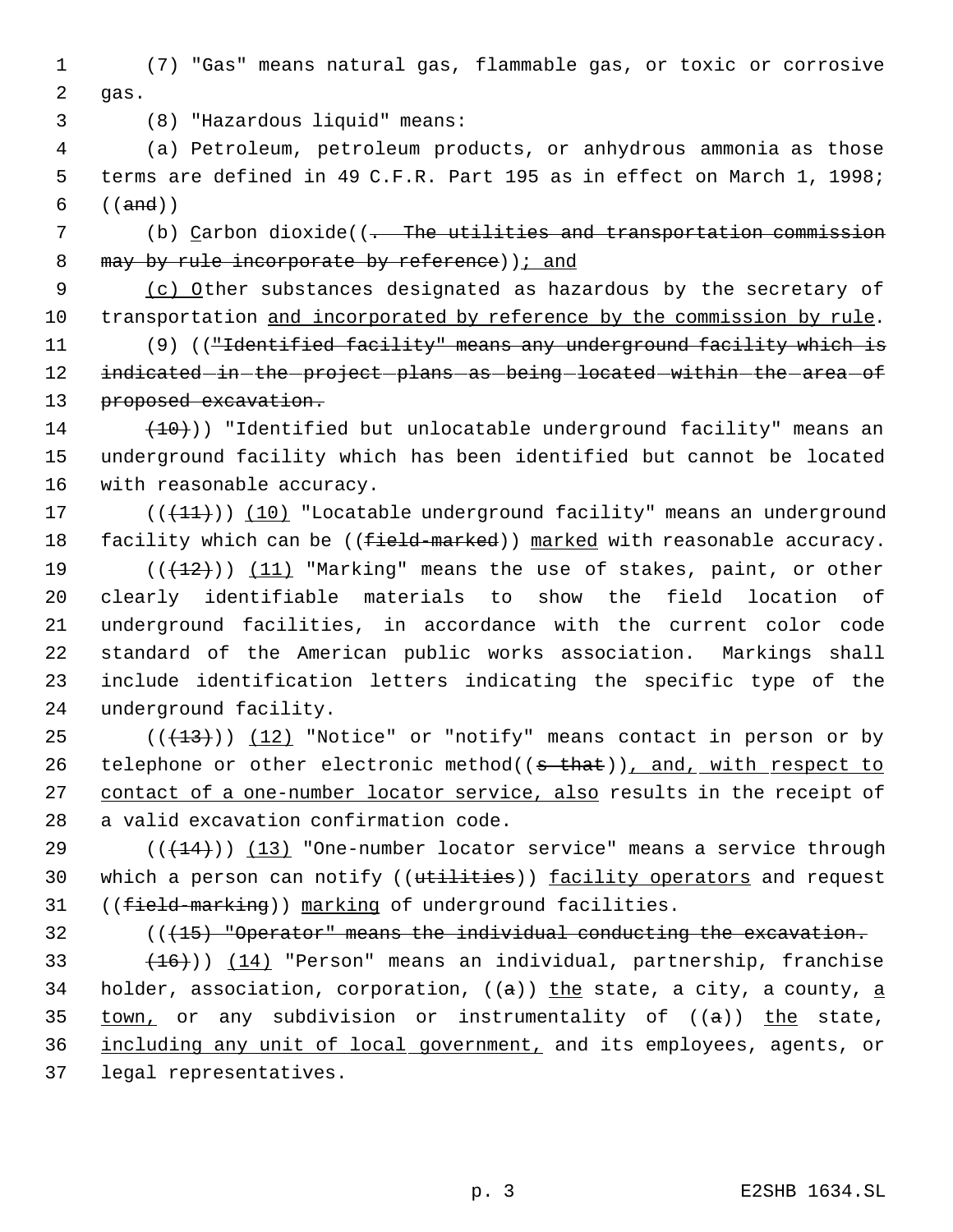(7) "Gas" means natural gas, flammable gas, or toxic or corrosive gas.

(8) "Hazardous liquid" means:

(a) Petroleum, petroleum products, or anhydrous ammonia as those terms are defined in 49 C.F.R. Part 195 as in effect on March 1, 1998; ((~~and~~))

(b) Carbon dioxide((~~. The utilities and transportation commission may by rule incorporate by reference~~)); and

(c) Other substances designated as hazardous by the secretary of transportation and incorporated by reference by the commission by rule.

(9) ((~~"Identified facility" means any underground facility which is indicated in the project plans as being located within the area of proposed excavation.~~

~~(10)~~)) "Identified but unlocatable underground facility" means an underground facility which has been identified but cannot be located with reasonable accuracy.

((~~(11)~~)) (10) "Locatable underground facility" means an underground facility which can be ((~~field-marked~~)) marked with reasonable accuracy.

((~~(12)~~)) (11) "Marking" means the use of stakes, paint, or other clearly identifiable materials to show the field location of underground facilities, in accordance with the current color code standard of the American public works association. Markings shall include identification letters indicating the specific type of the underground facility.

((~~(13)~~)) (12) "Notice" or "notify" means contact in person or by telephone or other electronic method((~~s that~~)), and, with respect to contact of a one-number locator service, also results in the receipt of a valid excavation confirmation code.

((~~(14)~~)) (13) "One-number locator service" means a service through which a person can notify ((~~utilities~~)) facility operators and request ((~~field-marking~~)) marking of underground facilities.

((~~(15) "Operator" means the individual conducting the excavation.~~

~~(16)~~)) (14) "Person" means an individual, partnership, franchise holder, association, corporation, ((~~a~~)) the state, a city, a county, a town, or any subdivision or instrumentality of ((~~a~~)) the state, including any unit of local government, and its employees, agents, or legal representatives.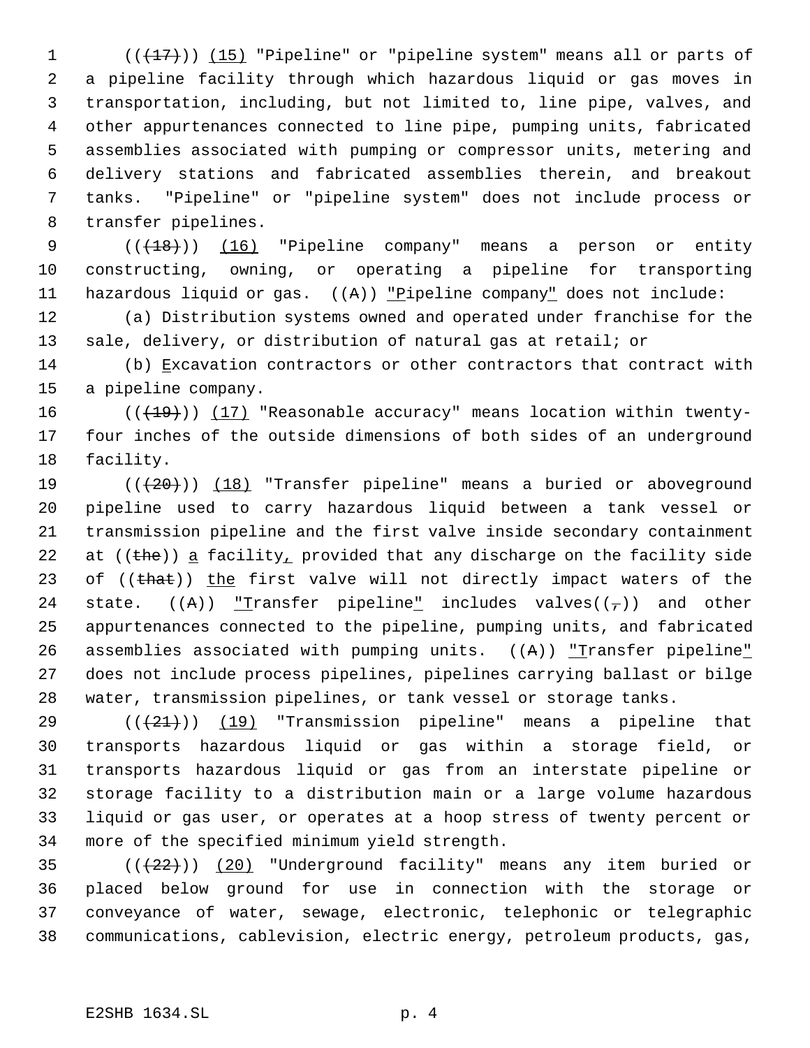((~~(17)~~)) (15) "Pipeline" or "pipeline system" means all or parts of a pipeline facility through which hazardous liquid or gas moves in transportation, including, but not limited to, line pipe, valves, and other appurtenances connected to line pipe, pumping units, fabricated assemblies associated with pumping or compressor units, metering and delivery stations and fabricated assemblies therein, and breakout tanks. "Pipeline" or "pipeline system" does not include process or transfer pipelines.

((~~(18)~~)) (16) "Pipeline company" means a person or entity constructing, owning, or operating a pipeline for transporting hazardous liquid or gas. ((~~A~~)) "Pipeline company" does not include:

(a) Distribution systems owned and operated under franchise for the sale, delivery, or distribution of natural gas at retail; or

(b) Excavation contractors or other contractors that contract with a pipeline company.

((~~(19)~~)) (17) "Reasonable accuracy" means location within twenty-four inches of the outside dimensions of both sides of an underground facility.

((~~(20)~~)) (18) "Transfer pipeline" means a buried or aboveground pipeline used to carry hazardous liquid between a tank vessel or transmission pipeline and the first valve inside secondary containment at ((~~the~~)) a facility, provided that any discharge on the facility side of ((~~that~~)) the first valve will not directly impact waters of the state. ((~~A~~)) "Transfer pipeline" includes valves((~~,~~)) and other appurtenances connected to the pipeline, pumping units, and fabricated assemblies associated with pumping units. ((~~A~~)) "Transfer pipeline" does not include process pipelines, pipelines carrying ballast or bilge water, transmission pipelines, or tank vessel or storage tanks.

((~~(21)~~)) (19) "Transmission pipeline" means a pipeline that transports hazardous liquid or gas within a storage field, or transports hazardous liquid or gas from an interstate pipeline or storage facility to a distribution main or a large volume hazardous liquid or gas user, or operates at a hoop stress of twenty percent or more of the specified minimum yield strength.

((~~(22)~~)) (20) "Underground facility" means any item buried or placed below ground for use in connection with the storage or conveyance of water, sewage, electronic, telephonic or telegraphic communications, cablevision, electric energy, petroleum products, gas,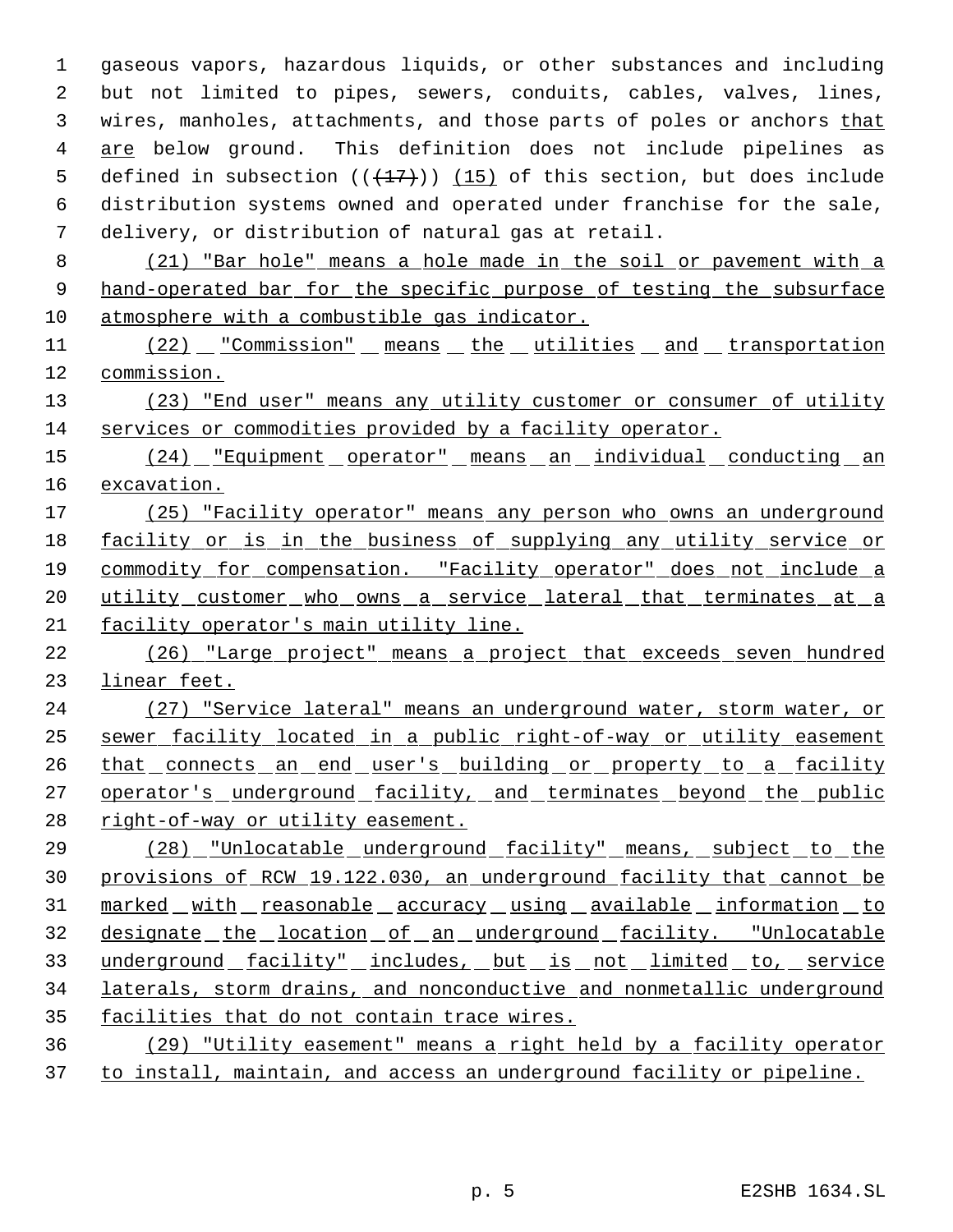gaseous vapors, hazardous liquids, or other substances and including but not limited to pipes, sewers, conduits, cables, valves, lines, wires, manholes, attachments, and those parts of poles or anchors that are below ground. This definition does not include pipelines as defined in subsection ((~~(17)~~)) (15) of this section, but does include distribution systems owned and operated under franchise for the sale, delivery, or distribution of natural gas at retail.

(21) "Bar hole" means a hole made in the soil or pavement with a hand-operated bar for the specific purpose of testing the subsurface atmosphere with a combustible gas indicator.

(22) "Commission" means the utilities and transportation commission.

(23) "End user" means any utility customer or consumer of utility services or commodities provided by a facility operator.

(24) "Equipment operator" means an individual conducting an excavation.

(25) "Facility operator" means any person who owns an underground facility or is in the business of supplying any utility service or commodity for compensation. "Facility operator" does not include a utility customer who owns a service lateral that terminates at a facility operator's main utility line.

(26) "Large project" means a project that exceeds seven hundred linear feet.

(27) "Service lateral" means an underground water, storm water, or sewer facility located in a public right-of-way or utility easement that connects an end user's building or property to a facility operator's underground facility, and terminates beyond the public right-of-way or utility easement.

(28) "Unlocatable underground facility" means, subject to the provisions of RCW 19.122.030, an underground facility that cannot be marked with reasonable accuracy using available information to designate the location of an underground facility. "Unlocatable underground facility" includes, but is not limited to, service laterals, storm drains, and nonconductive and nonmetallic underground facilities that do not contain trace wires.

(29) "Utility easement" means a right held by a facility operator to install, maintain, and access an underground facility or pipeline.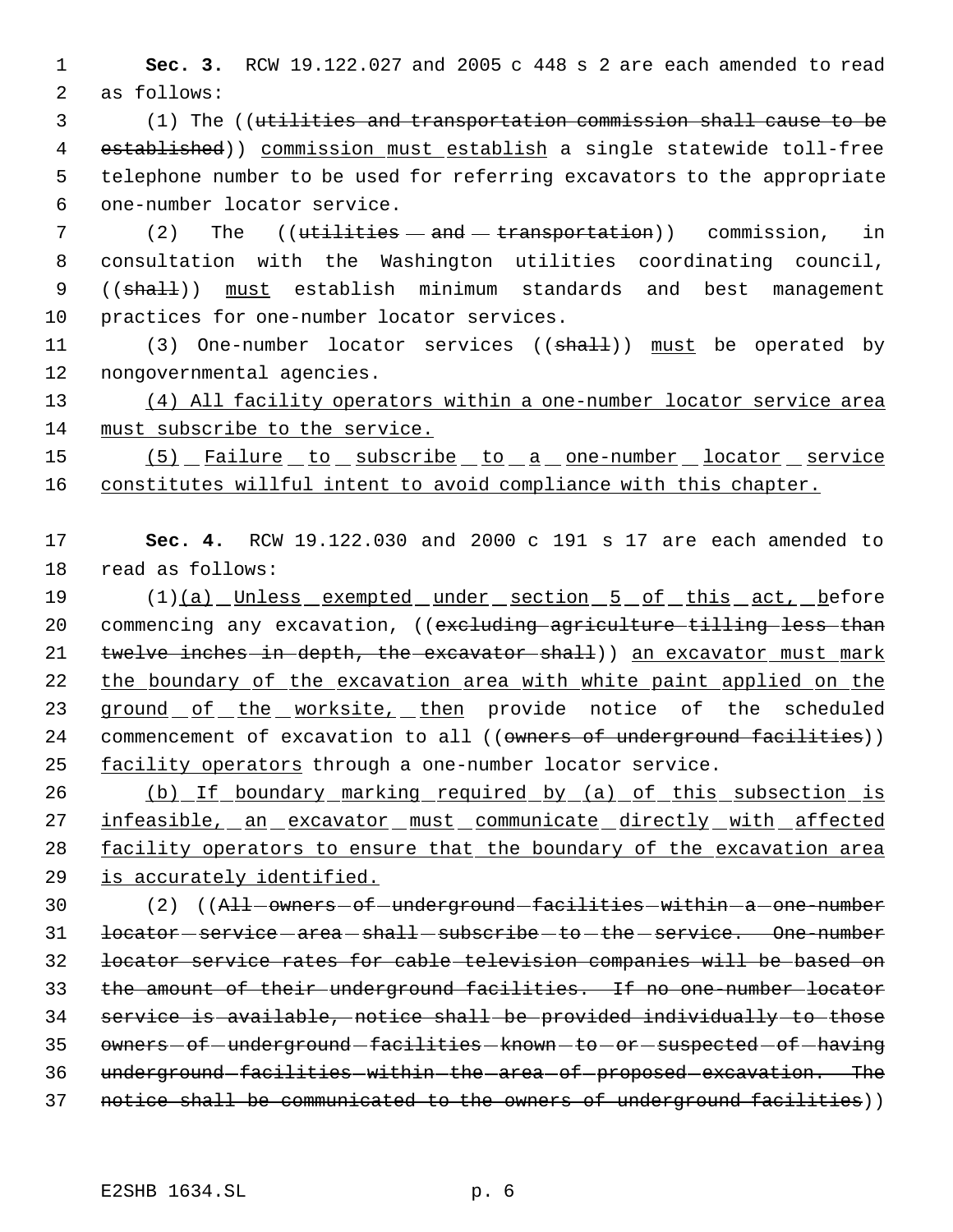**Sec. 3.** RCW 19.122.027 and 2005 c 448 s 2 are each amended to read as follows:

(1) The ((~~utilities and transportation commission shall cause to be established~~)) commission must establish a single statewide toll-free telephone number to be used for referring excavators to the appropriate one-number locator service.

(2) The ((~~utilities and transportation~~)) commission, in consultation with the Washington utilities coordinating council, ((~~shall~~)) must establish minimum standards and best management practices for one-number locator services.

(3) One-number locator services ((~~shall~~)) must be operated by nongovernmental agencies.

(4) All facility operators within a one-number locator service area must subscribe to the service.

(5) Failure to subscribe to a one-number locator service constitutes willful intent to avoid compliance with this chapter.

**Sec. 4.** RCW 19.122.030 and 2000 c 191 s 17 are each amended to read as follows:

(1)(a) Unless exempted under section 5 of this act, before commencing any excavation, ((~~excluding agriculture tilling less than twelve inches in depth, the excavator shall~~)) an excavator must mark the boundary of the excavation area with white paint applied on the ground of the worksite, then provide notice of the scheduled commencement of excavation to all ((~~owners of underground facilities~~)) facility operators through a one-number locator service.

(b) If boundary marking required by (a) of this subsection is infeasible, an excavator must communicate directly with affected facility operators to ensure that the boundary of the excavation area is accurately identified.

(2) ((~~All owners of underground facilities within a one-number locator service area shall subscribe to the service. One-number locator service rates for cable television companies will be based on the amount of their underground facilities. If no one-number locator service is available, notice shall be provided individually to those owners of underground facilities known to or suspected of having underground facilities within the area of proposed excavation. The notice shall be communicated to the owners of underground facilities~~))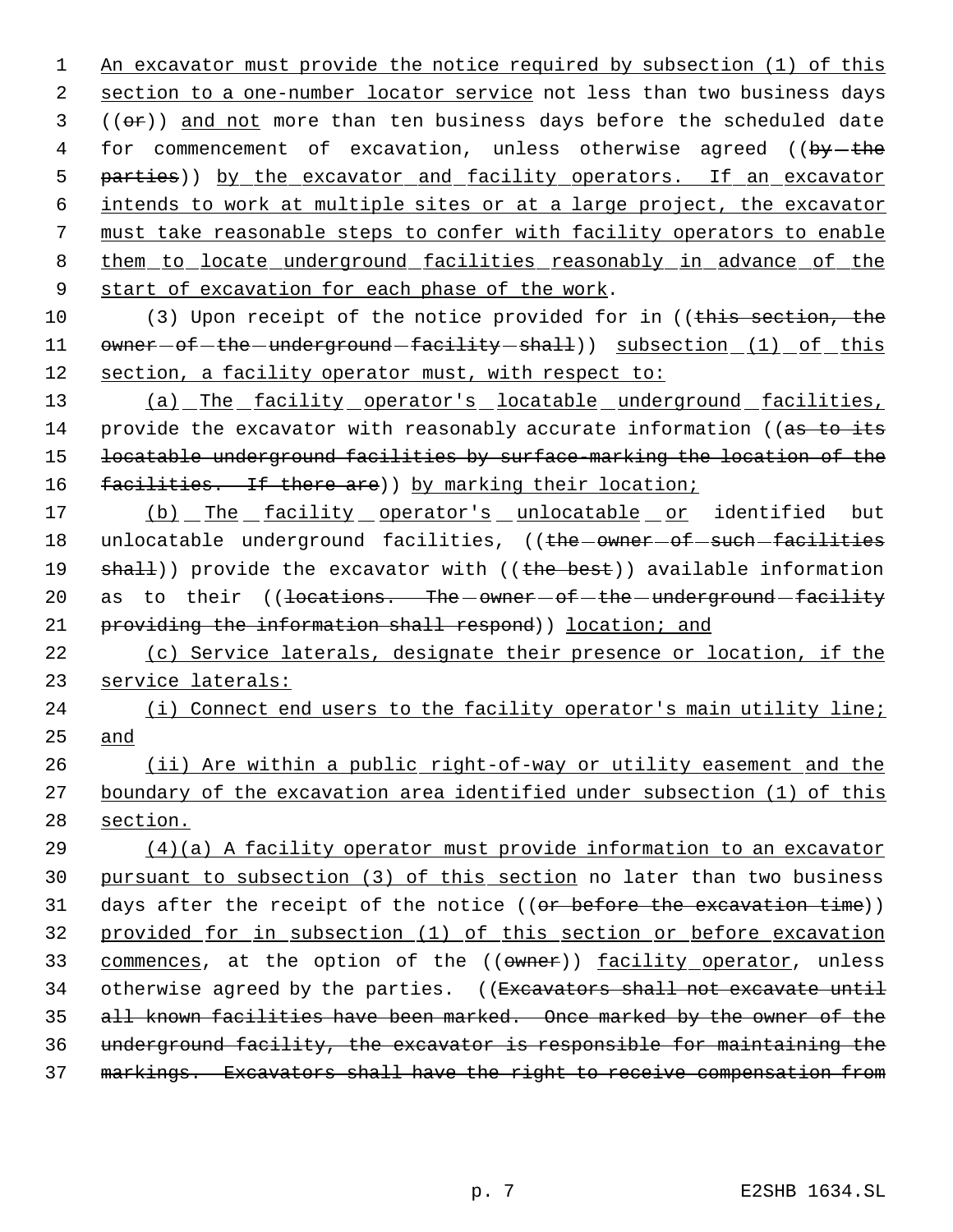An excavator must provide the notice required by subsection (1) of this section to a one-number locator service not less than two business days ((or)) and not more than ten business days before the scheduled date for commencement of excavation, unless otherwise agreed ((by the parties)) by the excavator and facility operators. If an excavator intends to work at multiple sites or at a large project, the excavator must take reasonable steps to confer with facility operators to enable them to locate underground facilities reasonably in advance of the start of excavation for each phase of the work.

(3) Upon receipt of the notice provided for in ((this section, the owner of the underground facility shall)) subsection (1) of this section, a facility operator must, with respect to:

(a) The facility operator's locatable underground facilities, provide the excavator with reasonably accurate information ((as to its locatable underground facilities by surface-marking the location of the facilities. If there are)) by marking their location;

(b) The facility operator's unlocatable or identified but unlocatable underground facilities, ((the owner of such facilities shall)) provide the excavator with ((the best)) available information as to their ((locations. The owner of the underground facility providing the information shall respond)) location; and

(c) Service laterals, designate their presence or location, if the service laterals:

(i) Connect end users to the facility operator's main utility line; and

(ii) Are within a public right-of-way or utility easement and the boundary of the excavation area identified under subsection (1) of this section.

(4)(a) A facility operator must provide information to an excavator pursuant to subsection (3) of this section no later than two business days after the receipt of the notice ((or before the excavation time)) provided for in subsection (1) of this section or before excavation commences, at the option of the ((owner)) facility operator, unless otherwise agreed by the parties. ((Excavators shall not excavate until all known facilities have been marked. Once marked by the owner of the underground facility, the excavator is responsible for maintaining the markings. Excavators shall have the right to receive compensation from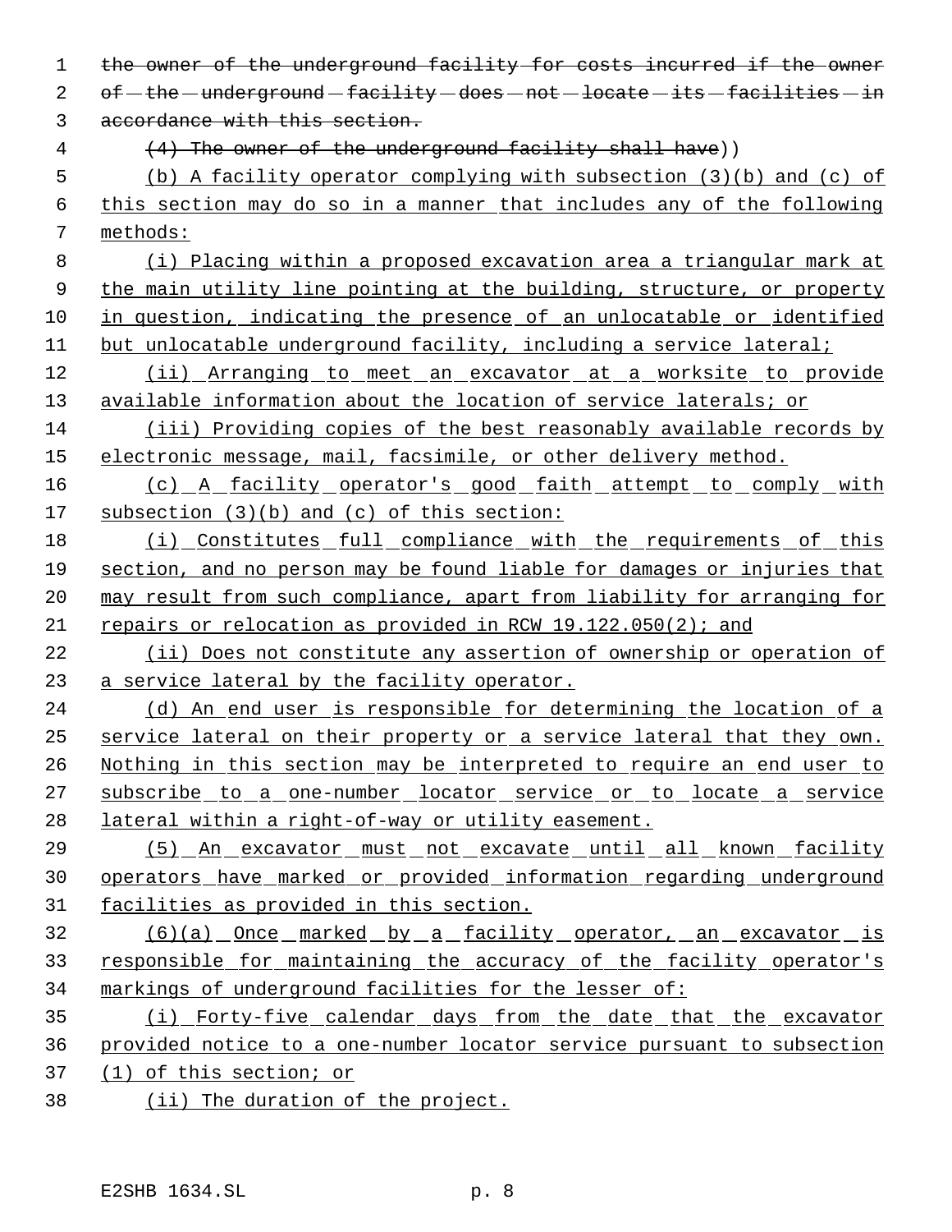~~the owner of the underground facility for costs incurred if the owner of the underground facility does not locate its facilities in accordance with this section.~~

~~(4) The owner of the underground facility shall have~~))

(b) A facility operator complying with subsection (3)(b) and (c) of this section may do so in a manner that includes any of the following methods:

(i) Placing within a proposed excavation area a triangular mark at the main utility line pointing at the building, structure, or property in question, indicating the presence of an unlocatable or identified but unlocatable underground facility, including a service lateral;

(ii) Arranging to meet an excavator at a worksite to provide available information about the location of service laterals; or

(iii) Providing copies of the best reasonably available records by electronic message, mail, facsimile, or other delivery method.

(c) A facility operator's good faith attempt to comply with subsection (3)(b) and (c) of this section:

(i) Constitutes full compliance with the requirements of this section, and no person may be found liable for damages or injuries that may result from such compliance, apart from liability for arranging for repairs or relocation as provided in RCW 19.122.050(2); and

(ii) Does not constitute any assertion of ownership or operation of a service lateral by the facility operator.

(d) An end user is responsible for determining the location of a service lateral on their property or a service lateral that they own. Nothing in this section may be interpreted to require an end user to subscribe to a one-number locator service or to locate a service lateral within a right-of-way or utility easement.

(5) An excavator must not excavate until all known facility operators have marked or provided information regarding underground facilities as provided in this section.

(6)(a) Once marked by a facility operator, an excavator is responsible for maintaining the accuracy of the facility operator's markings of underground facilities for the lesser of:

(i) Forty-five calendar days from the date that the excavator provided notice to a one-number locator service pursuant to subsection (1) of this section; or

(ii) The duration of the project.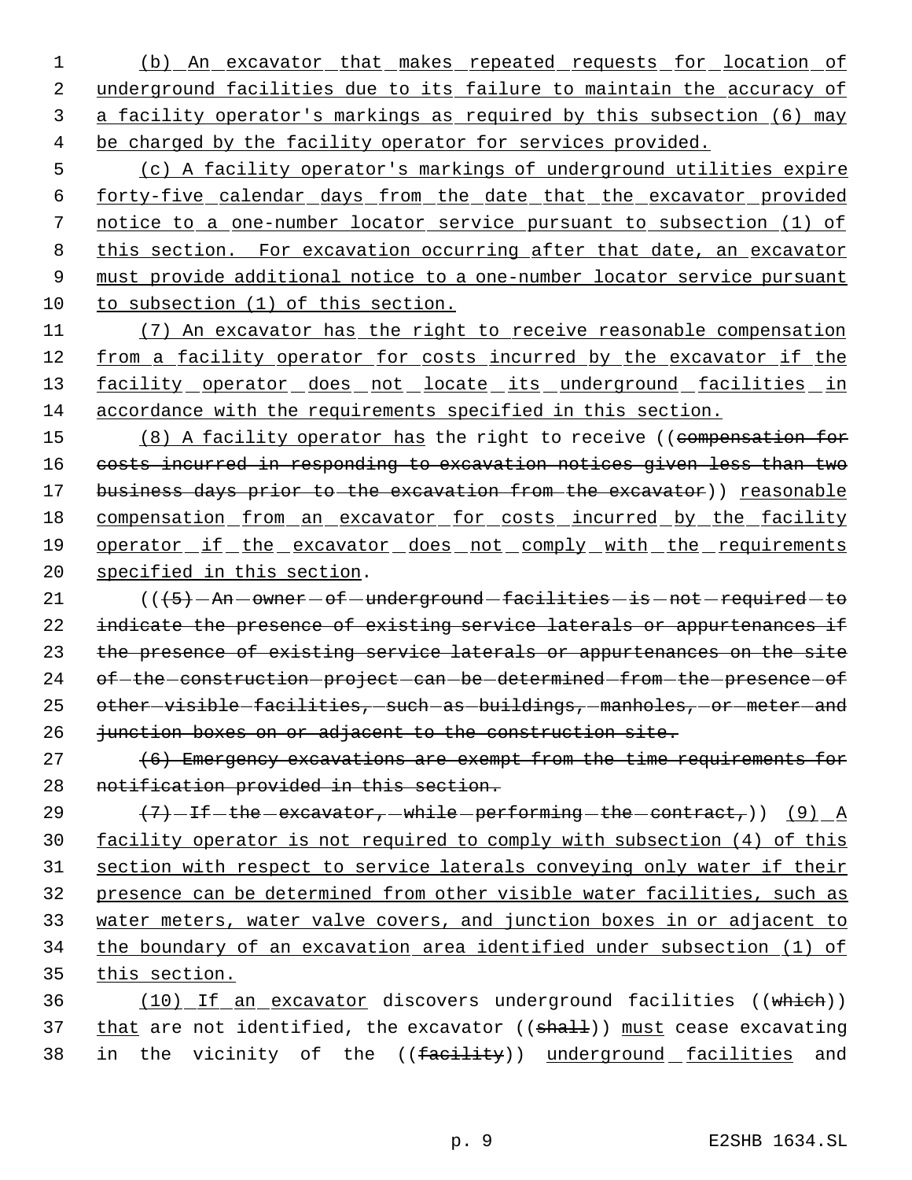(b) An excavator that makes repeated requests for location of underground facilities due to its failure to maintain the accuracy of a facility operator's markings as required by this subsection (6) may be charged by the facility operator for services provided.

(c) A facility operator's markings of underground utilities expire forty-five calendar days from the date that the excavator provided notice to a one-number locator service pursuant to subsection (1) of this section. For excavation occurring after that date, an excavator must provide additional notice to a one-number locator service pursuant to subsection (1) of this section.

(7) An excavator has the right to receive reasonable compensation from a facility operator for costs incurred by the excavator if the facility operator does not locate its underground facilities in accordance with the requirements specified in this section.

(8) A facility operator has the right to receive ((~~compensation for costs incurred in responding to excavation notices given less than two business days prior to the excavation from the excavator~~)) reasonable compensation from an excavator for costs incurred by the facility operator if the excavator does not comply with the requirements specified in this section.

((~~(5) An owner of underground facilities is not required to indicate the presence of existing service laterals or appurtenances if the presence of existing service laterals or appurtenances on the site of the construction project can be determined from the presence of other visible facilities, such as buildings, manholes, or meter and junction boxes on or adjacent to the construction site.~~

~~(6) Emergency excavations are exempt from the time requirements for notification provided in this section.~~

~~(7) If the excavator, while performing the contract,~~)) (9) A facility operator is not required to comply with subsection (4) of this section with respect to service laterals conveying only water if their presence can be determined from other visible water facilities, such as water meters, water valve covers, and junction boxes in or adjacent to the boundary of an excavation area identified under subsection (1) of this section.

(10) If an excavator discovers underground facilities ((~~which~~)) that are not identified, the excavator ((~~shall~~)) must cease excavating in the vicinity of the ((~~facility~~)) underground facilities and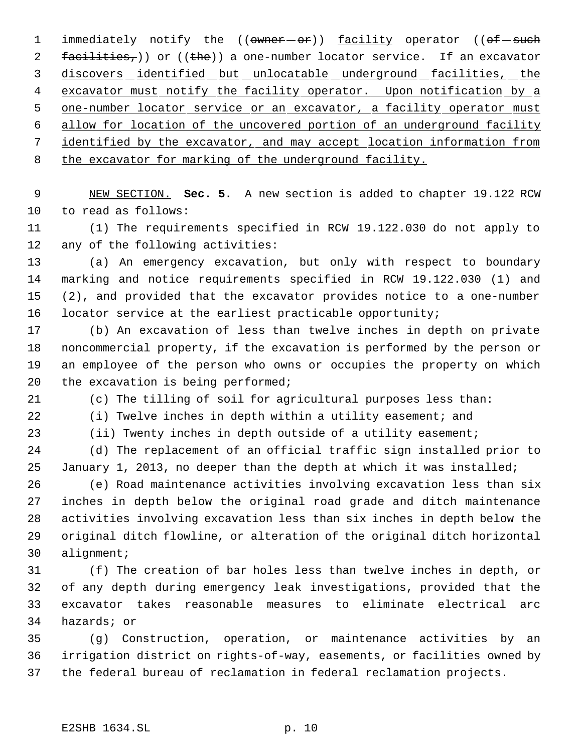immediately notify the ((~~owner or~~)) facility operator ((~~of such facilities,~~)) or ((~~the~~)) a one-number locator service. If an excavator discovers identified but unlocatable underground facilities, the excavator must notify the facility operator. Upon notification by a one-number locator service or an excavator, a facility operator must allow for location of the uncovered portion of an underground facility identified by the excavator, and may accept location information from the excavator for marking of the underground facility.

NEW SECTION. **Sec. 5.** A new section is added to chapter 19.122 RCW to read as follows:

(1) The requirements specified in RCW 19.122.030 do not apply to any of the following activities:

(a) An emergency excavation, but only with respect to boundary marking and notice requirements specified in RCW 19.122.030 (1) and (2), and provided that the excavator provides notice to a one-number locator service at the earliest practicable opportunity;

(b) An excavation of less than twelve inches in depth on private noncommercial property, if the excavation is performed by the person or an employee of the person who owns or occupies the property on which the excavation is being performed;

(c) The tilling of soil for agricultural purposes less than:

(i) Twelve inches in depth within a utility easement; and

(ii) Twenty inches in depth outside of a utility easement;

(d) The replacement of an official traffic sign installed prior to January 1, 2013, no deeper than the depth at which it was installed;

(e) Road maintenance activities involving excavation less than six inches in depth below the original road grade and ditch maintenance activities involving excavation less than six inches in depth below the original ditch flowline, or alteration of the original ditch horizontal alignment;

(f) The creation of bar holes less than twelve inches in depth, or of any depth during emergency leak investigations, provided that the excavator takes reasonable measures to eliminate electrical arc hazards; or

(g) Construction, operation, or maintenance activities by an irrigation district on rights-of-way, easements, or facilities owned by the federal bureau of reclamation in federal reclamation projects.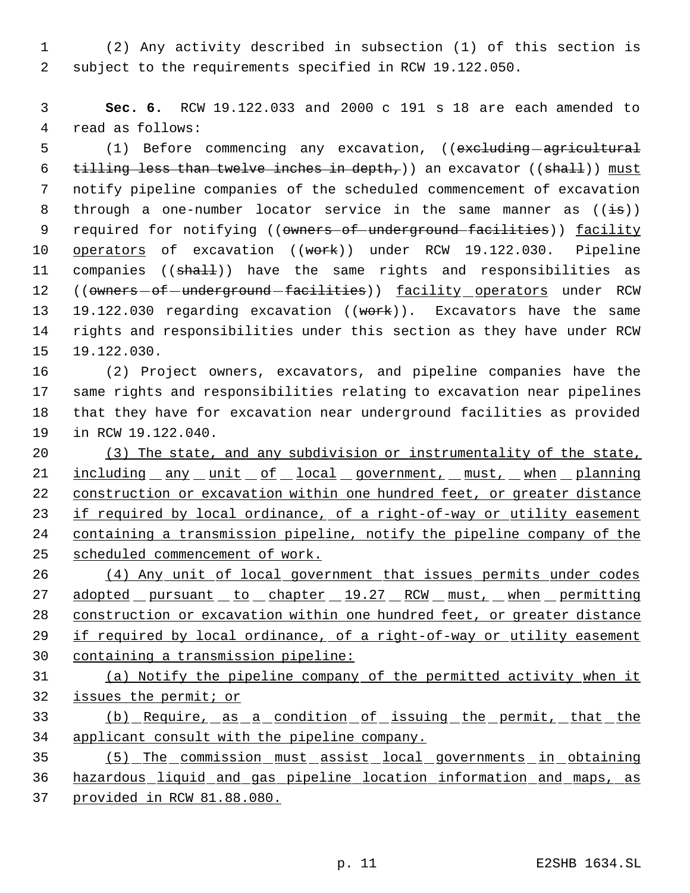(2) Any activity described in subsection (1) of this section is subject to the requirements specified in RCW 19.122.050.

**Sec. 6.** RCW 19.122.033 and 2000 c 191 s 18 are each amended to read as follows:

(1) Before commencing any excavation, ((~~excluding agricultural tilling less than twelve inches in depth,~~)) an excavator ((~~shall~~)) must notify pipeline companies of the scheduled commencement of excavation through a one-number locator service in the same manner as ((~~is~~)) required for notifying ((~~owners of underground facilities~~)) facility operators of excavation ((~~work~~)) under RCW 19.122.030. Pipeline companies ((~~shall~~)) have the same rights and responsibilities as ((~~owners of underground facilities~~)) facility operators under RCW 19.122.030 regarding excavation ((~~work~~)). Excavators have the same rights and responsibilities under this section as they have under RCW 19.122.030.

(2) Project owners, excavators, and pipeline companies have the same rights and responsibilities relating to excavation near pipelines that they have for excavation near underground facilities as provided in RCW 19.122.040.

(3) The state, and any subdivision or instrumentality of the state, including any unit of local government, must, when planning construction or excavation within one hundred feet, or greater distance if required by local ordinance, of a right-of-way or utility easement containing a transmission pipeline, notify the pipeline company of the scheduled commencement of work.

(4) Any unit of local government that issues permits under codes adopted pursuant to chapter 19.27 RCW must, when permitting construction or excavation within one hundred feet, or greater distance if required by local ordinance, of a right-of-way or utility easement containing a transmission pipeline:

(a) Notify the pipeline company of the permitted activity when it issues the permit; or

(b) Require, as a condition of issuing the permit, that the applicant consult with the pipeline company.

(5) The commission must assist local governments in obtaining hazardous liquid and gas pipeline location information and maps, as provided in RCW 81.88.080.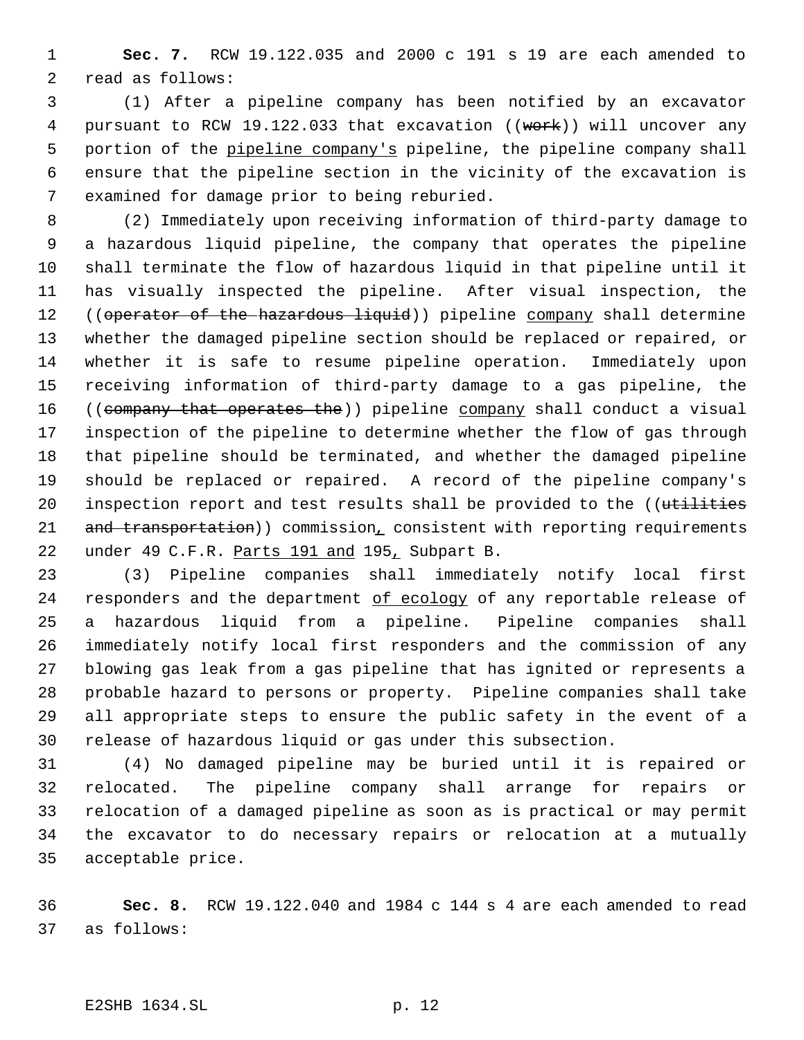**Sec. 7.** RCW 19.122.035 and 2000 c 191 s 19 are each amended to read as follows:

(1) After a pipeline company has been notified by an excavator pursuant to RCW 19.122.033 that excavation ((~~work~~)) will uncover any portion of the pipeline company's pipeline, the pipeline company shall ensure that the pipeline section in the vicinity of the excavation is examined for damage prior to being reburied.

(2) Immediately upon receiving information of third-party damage to a hazardous liquid pipeline, the company that operates the pipeline shall terminate the flow of hazardous liquid in that pipeline until it has visually inspected the pipeline. After visual inspection, the ((~~operator of the hazardous liquid~~)) pipeline company shall determine whether the damaged pipeline section should be replaced or repaired, or whether it is safe to resume pipeline operation. Immediately upon receiving information of third-party damage to a gas pipeline, the ((~~company that operates the~~)) pipeline company shall conduct a visual inspection of the pipeline to determine whether the flow of gas through that pipeline should be terminated, and whether the damaged pipeline should be replaced or repaired. A record of the pipeline company's inspection report and test results shall be provided to the ((~~utilities and transportation~~)) commission, consistent with reporting requirements under 49 C.F.R. Parts 191 and 195, Subpart B.

(3) Pipeline companies shall immediately notify local first responders and the department of ecology of any reportable release of a hazardous liquid from a pipeline. Pipeline companies shall immediately notify local first responders and the commission of any blowing gas leak from a gas pipeline that has ignited or represents a probable hazard to persons or property. Pipeline companies shall take all appropriate steps to ensure the public safety in the event of a release of hazardous liquid or gas under this subsection.

(4) No damaged pipeline may be buried until it is repaired or relocated. The pipeline company shall arrange for repairs or relocation of a damaged pipeline as soon as is practical or may permit the excavator to do necessary repairs or relocation at a mutually acceptable price.

**Sec. 8.** RCW 19.122.040 and 1984 c 144 s 4 are each amended to read as follows: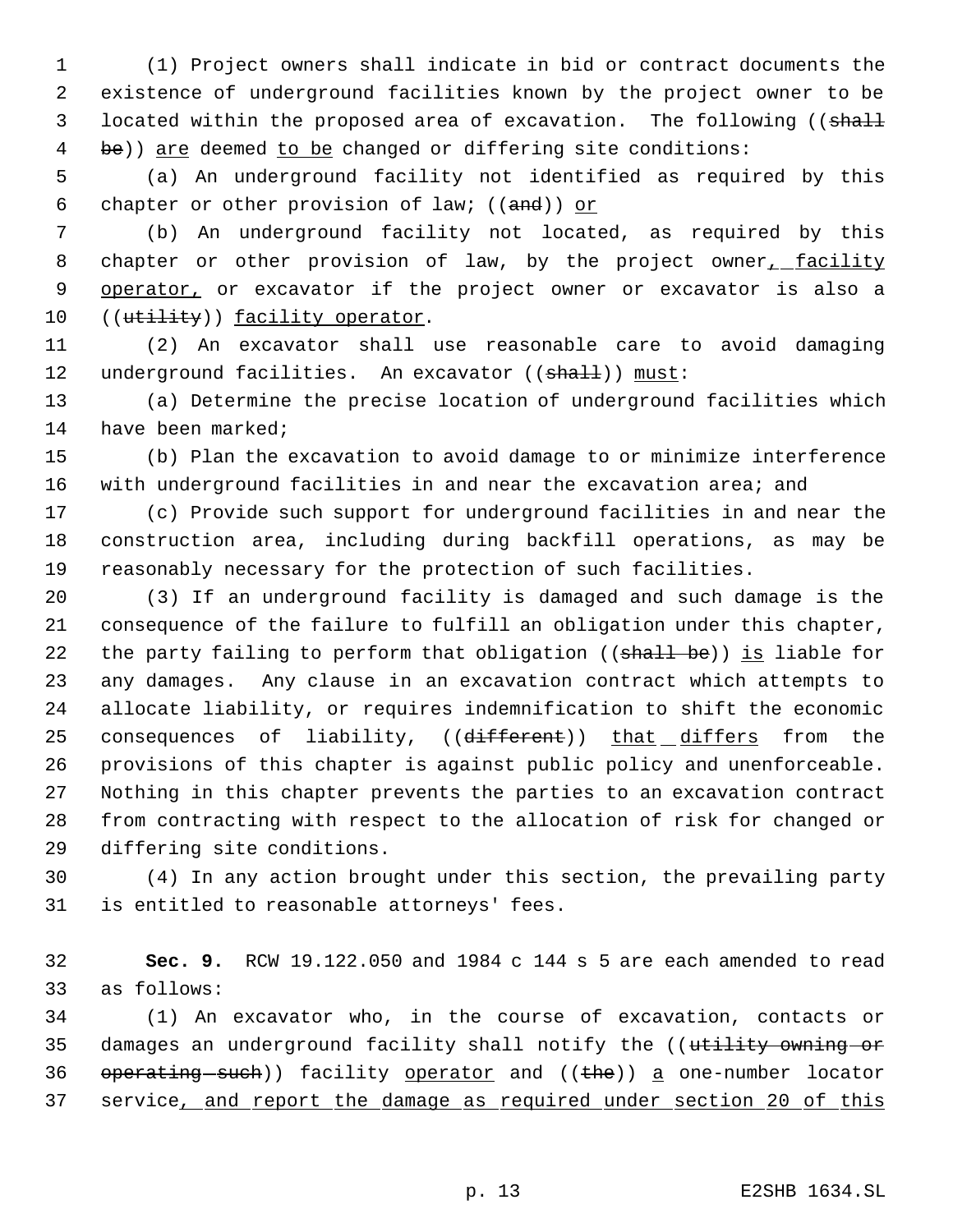(1) Project owners shall indicate in bid or contract documents the existence of underground facilities known by the project owner to be located within the proposed area of excavation. The following ((~~shall be~~)) <u>are</u> deemed <u>to be</u> changed or differing site conditions:

(a) An underground facility not identified as required by this chapter or other provision of law; ((~~and~~)) <u>or</u>

(b) An underground facility not located, as required by this chapter or other provision of law, by the project owner<u>, facility operator,</u> or excavator if the project owner or excavator is also a ((~~utility~~)) <u>facility operator</u>.

(2) An excavator shall use reasonable care to avoid damaging underground facilities. An excavator ((~~shall~~)) <u>must</u>:

(a) Determine the precise location of underground facilities which have been marked;

(b) Plan the excavation to avoid damage to or minimize interference with underground facilities in and near the excavation area; and

(c) Provide such support for underground facilities in and near the construction area, including during backfill operations, as may be reasonably necessary for the protection of such facilities.

(3) If an underground facility is damaged and such damage is the consequence of the failure to fulfill an obligation under this chapter, the party failing to perform that obligation ((~~shall be~~)) <u>is</u> liable for any damages. Any clause in an excavation contract which attempts to allocate liability, or requires indemnification to shift the economic consequences of liability, ((~~different~~)) <u>that differs</u> from the provisions of this chapter is against public policy and unenforceable. Nothing in this chapter prevents the parties to an excavation contract from contracting with respect to the allocation of risk for changed or differing site conditions.

(4) In any action brought under this section, the prevailing party is entitled to reasonable attorneys' fees.

**Sec. 9.** RCW 19.122.050 and 1984 c 144 s 5 are each amended to read as follows:

(1) An excavator who, in the course of excavation, contacts or damages an underground facility shall notify the ((~~utility owning or operating such~~)) facility <u>operator</u> and ((~~the~~)) <u>a</u> one-number locator service<u>, and report the damage as required under section 20 of this</u>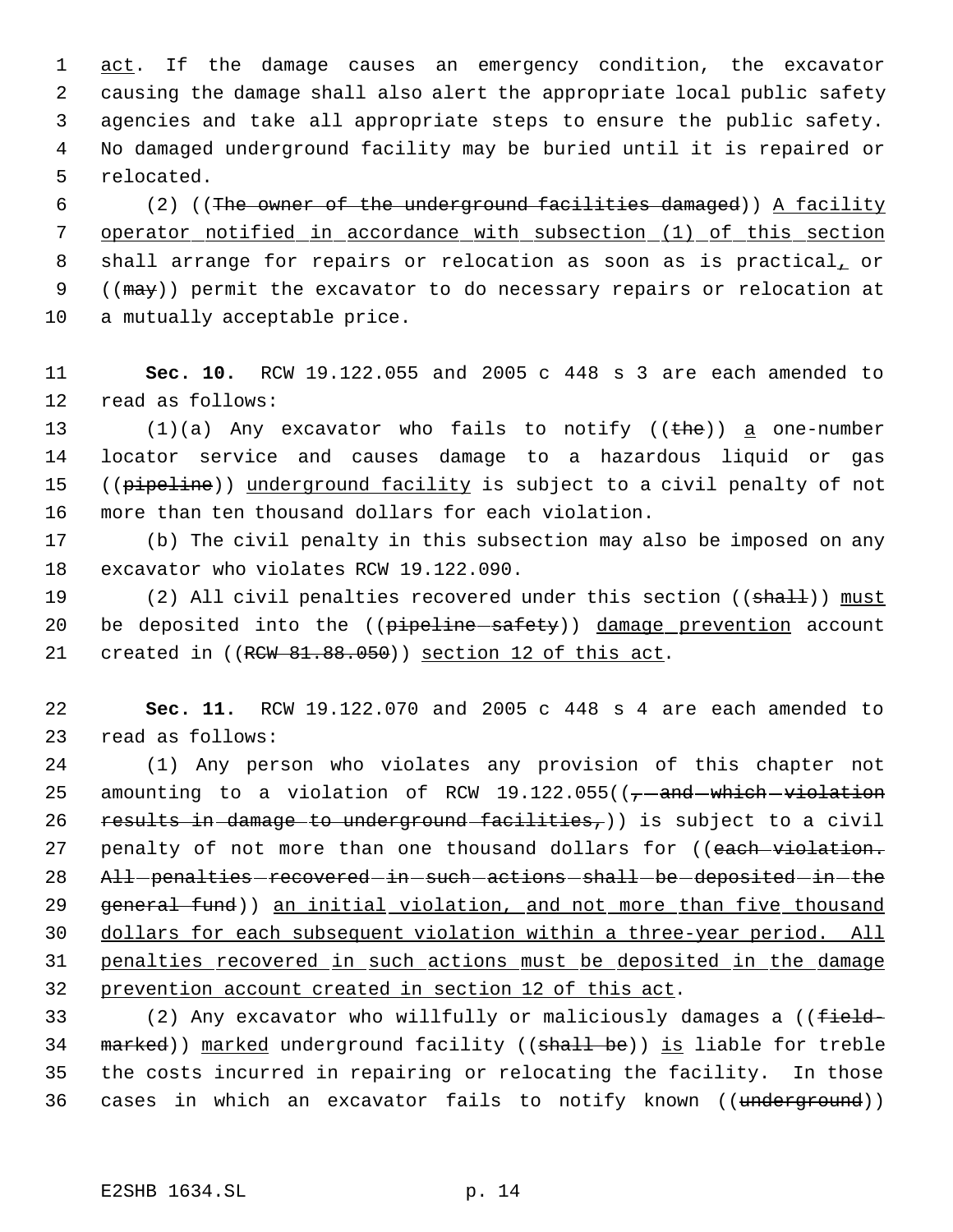act. If the damage causes an emergency condition, the excavator causing the damage shall also alert the appropriate local public safety agencies and take all appropriate steps to ensure the public safety. No damaged underground facility may be buried until it is repaired or relocated.

(2) ((~~The owner of the underground facilities damaged~~)) A facility operator notified in accordance with subsection (1) of this section shall arrange for repairs or relocation as soon as is practical, or ((~~may~~)) permit the excavator to do necessary repairs or relocation at a mutually acceptable price.

**Sec. 10.** RCW 19.122.055 and 2005 c 448 s 3 are each amended to read as follows:

(1)(a) Any excavator who fails to notify ((~~the~~)) a one-number locator service and causes damage to a hazardous liquid or gas ((~~pipeline~~)) underground facility is subject to a civil penalty of not more than ten thousand dollars for each violation.

(b) The civil penalty in this subsection may also be imposed on any excavator who violates RCW 19.122.090.

(2) All civil penalties recovered under this section ((~~shall~~)) must be deposited into the ((~~pipeline safety~~)) damage prevention account created in ((~~RCW 81.88.050~~)) section 12 of this act.

**Sec. 11.** RCW 19.122.070 and 2005 c 448 s 4 are each amended to read as follows:

(1) Any person who violates any provision of this chapter not amounting to a violation of RCW 19.122.055((~~, and which violation results in damage to underground facilities,~~)) is subject to a civil penalty of not more than one thousand dollars for ((~~each violation. All penalties recovered in such actions shall be deposited in the general fund~~)) an initial violation, and not more than five thousand dollars for each subsequent violation within a three-year period. All penalties recovered in such actions must be deposited in the damage prevention account created in section 12 of this act.

(2) Any excavator who willfully or maliciously damages a ((~~field-marked~~)) marked underground facility ((~~shall be~~)) is liable for treble the costs incurred in repairing or relocating the facility. In those cases in which an excavator fails to notify known ((~~underground~~))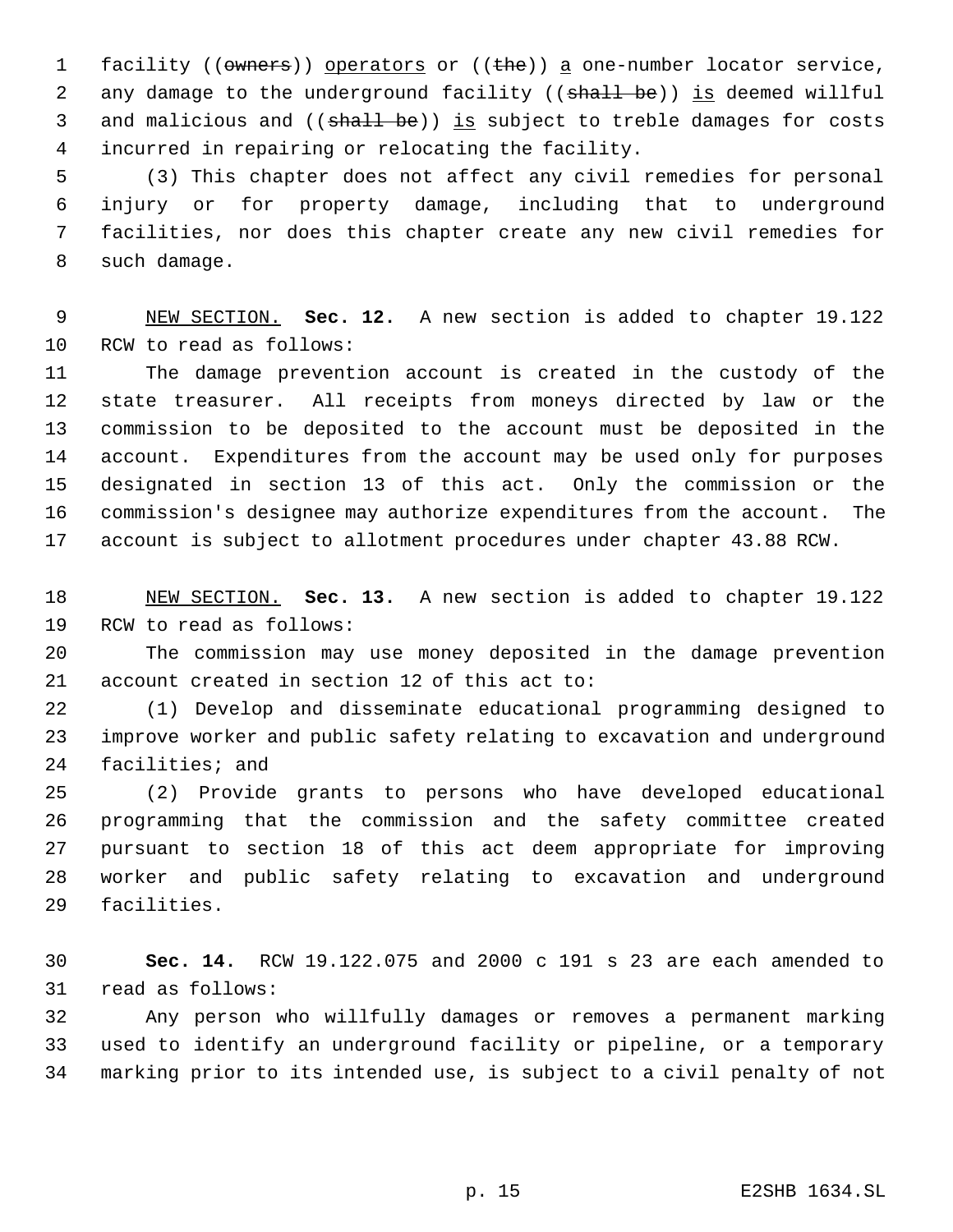facility ((~~owners~~)) <u>operators</u> or ((~~the~~)) <u>a</u> one-number locator service, any damage to the underground facility ((~~shall be~~)) <u>is</u> deemed willful and malicious and ((~~shall be~~)) <u>is</u> subject to treble damages for costs incurred in repairing or relocating the facility.

(3) This chapter does not affect any civil remedies for personal injury or for property damage, including that to underground facilities, nor does this chapter create any new civil remedies for such damage.

<u>NEW SECTION.</u> **Sec. 12.** A new section is added to chapter 19.122 RCW to read as follows:

The damage prevention account is created in the custody of the state treasurer. All receipts from moneys directed by law or the commission to be deposited to the account must be deposited in the account. Expenditures from the account may be used only for purposes designated in section 13 of this act. Only the commission or the commission's designee may authorize expenditures from the account. The account is subject to allotment procedures under chapter 43.88 RCW.

<u>NEW SECTION.</u> **Sec. 13.** A new section is added to chapter 19.122 RCW to read as follows:

The commission may use money deposited in the damage prevention account created in section 12 of this act to:

(1) Develop and disseminate educational programming designed to improve worker and public safety relating to excavation and underground facilities; and

(2) Provide grants to persons who have developed educational programming that the commission and the safety committee created pursuant to section 18 of this act deem appropriate for improving worker and public safety relating to excavation and underground facilities.

**Sec. 14.** RCW 19.122.075 and 2000 c 191 s 23 are each amended to read as follows:

Any person who willfully damages or removes a permanent marking used to identify an underground facility or pipeline, or a temporary marking prior to its intended use, is subject to a civil penalty of not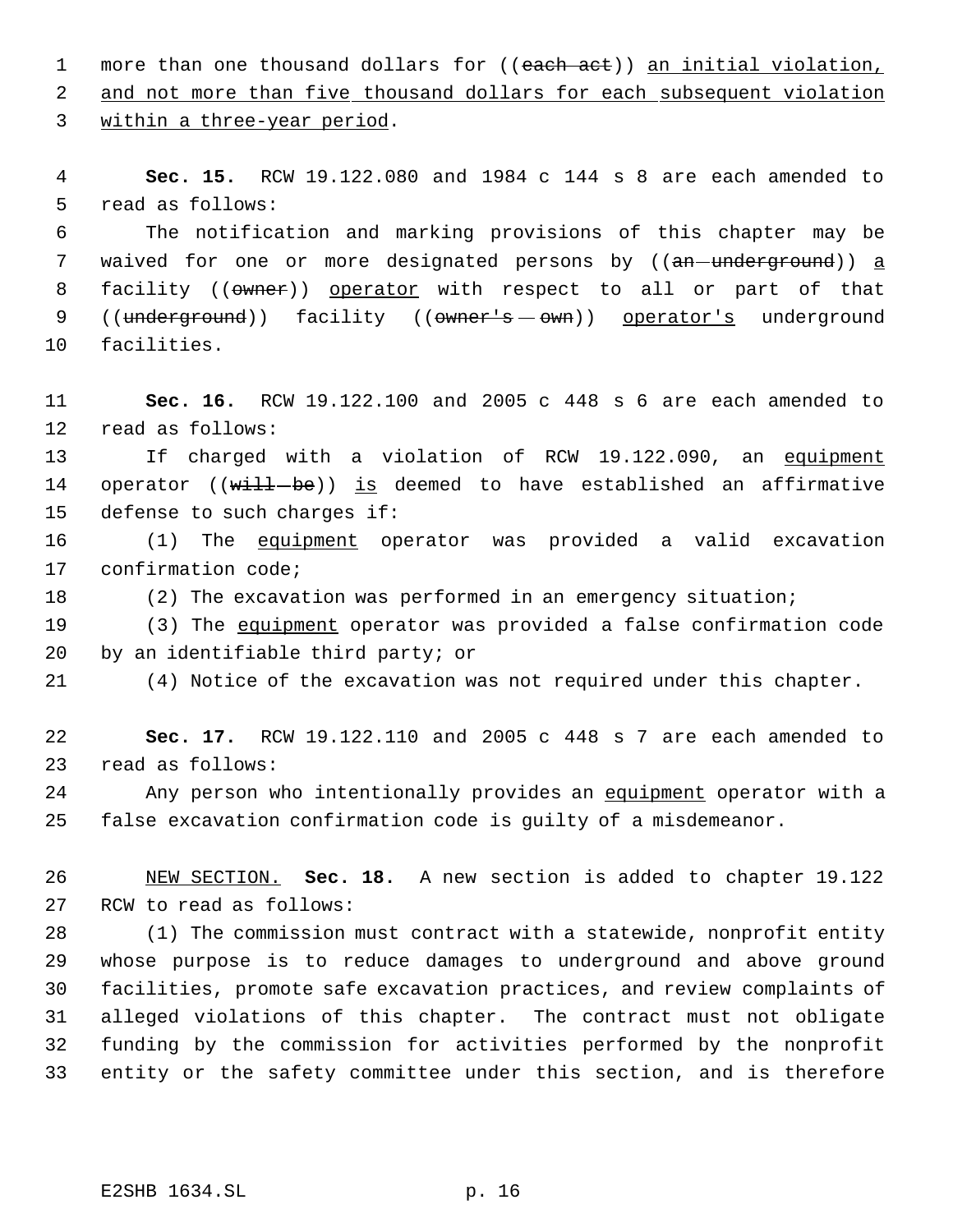more than one thousand dollars for ((~~each act~~)) <u>an initial violation, and not more than five thousand dollars for each subsequent violation within a three-year period</u>.

**Sec. 15.** RCW 19.122.080 and 1984 c 144 s 8 are each amended to read as follows:

The notification and marking provisions of this chapter may be waived for one or more designated persons by ((~~an underground~~)) <u>a</u> facility ((~~owner~~)) <u>operator</u> with respect to all or part of that ((~~underground~~)) facility ((~~owner's own~~)) <u>operator's</u> underground facilities.

**Sec. 16.** RCW 19.122.100 and 2005 c 448 s 6 are each amended to read as follows:

If charged with a violation of RCW 19.122.090, an <u>equipment</u> operator ((~~will be~~)) <u>is</u> deemed to have established an affirmative defense to such charges if:

(1) The <u>equipment</u> operator was provided a valid excavation confirmation code;

(2) The excavation was performed in an emergency situation;

(3) The <u>equipment</u> operator was provided a false confirmation code by an identifiable third party; or

(4) Notice of the excavation was not required under this chapter.

**Sec. 17.** RCW 19.122.110 and 2005 c 448 s 7 are each amended to read as follows:

Any person who intentionally provides an <u>equipment</u> operator with a false excavation confirmation code is guilty of a misdemeanor.

<u>NEW SECTION.</u> **Sec. 18.** A new section is added to chapter 19.122 RCW to read as follows:

(1) The commission must contract with a statewide, nonprofit entity whose purpose is to reduce damages to underground and above ground facilities, promote safe excavation practices, and review complaints of alleged violations of this chapter. The contract must not obligate funding by the commission for activities performed by the nonprofit entity or the safety committee under this section, and is therefore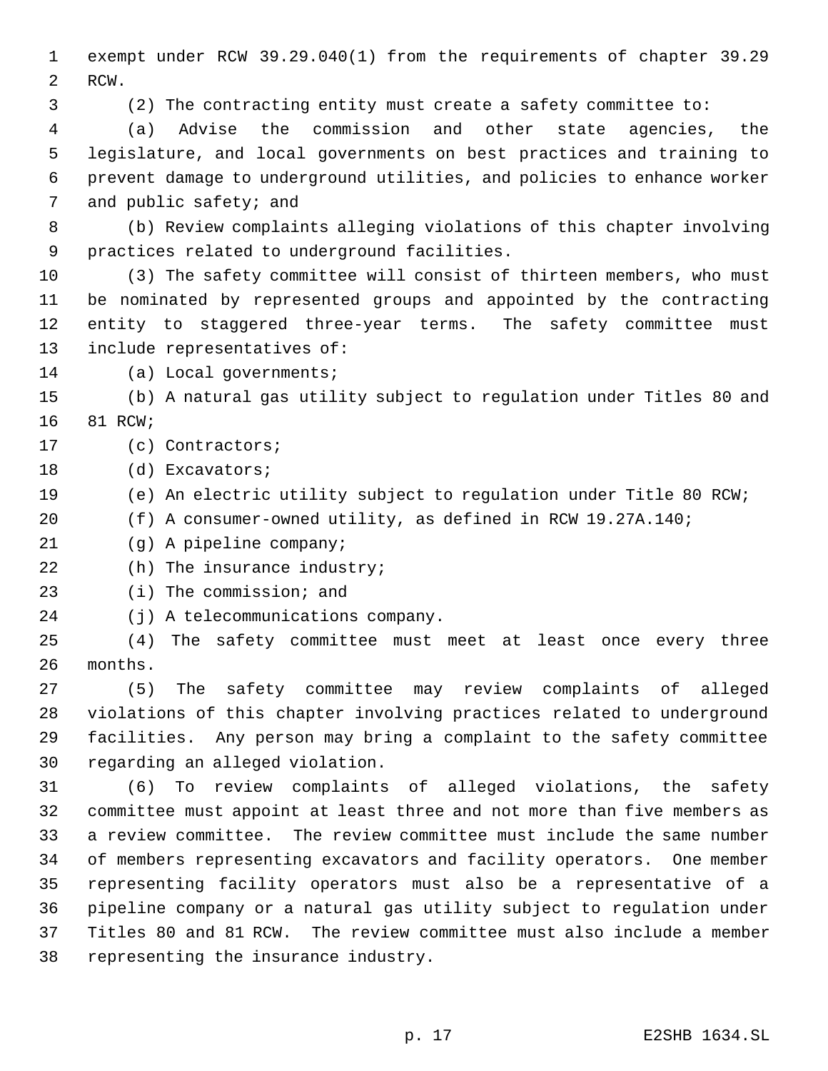exempt under RCW 39.29.040(1) from the requirements of chapter 39.29 RCW.

(2) The contracting entity must create a safety committee to:

(a) Advise the commission and other state agencies, the legislature, and local governments on best practices and training to prevent damage to underground utilities, and policies to enhance worker and public safety; and

(b) Review complaints alleging violations of this chapter involving practices related to underground facilities.

(3) The safety committee will consist of thirteen members, who must be nominated by represented groups and appointed by the contracting entity to staggered three-year terms. The safety committee must include representatives of:

(a) Local governments;

(b) A natural gas utility subject to regulation under Titles 80 and 81 RCW;

(c) Contractors;

(d) Excavators;

(e) An electric utility subject to regulation under Title 80 RCW;

(f) A consumer-owned utility, as defined in RCW 19.27A.140;

(g) A pipeline company;

(h) The insurance industry;

(i) The commission; and

(j) A telecommunications company.

(4) The safety committee must meet at least once every three months.

(5) The safety committee may review complaints of alleged violations of this chapter involving practices related to underground facilities. Any person may bring a complaint to the safety committee regarding an alleged violation.

(6) To review complaints of alleged violations, the safety committee must appoint at least three and not more than five members as a review committee. The review committee must include the same number of members representing excavators and facility operators. One member representing facility operators must also be a representative of a pipeline company or a natural gas utility subject to regulation under Titles 80 and 81 RCW. The review committee must also include a member representing the insurance industry.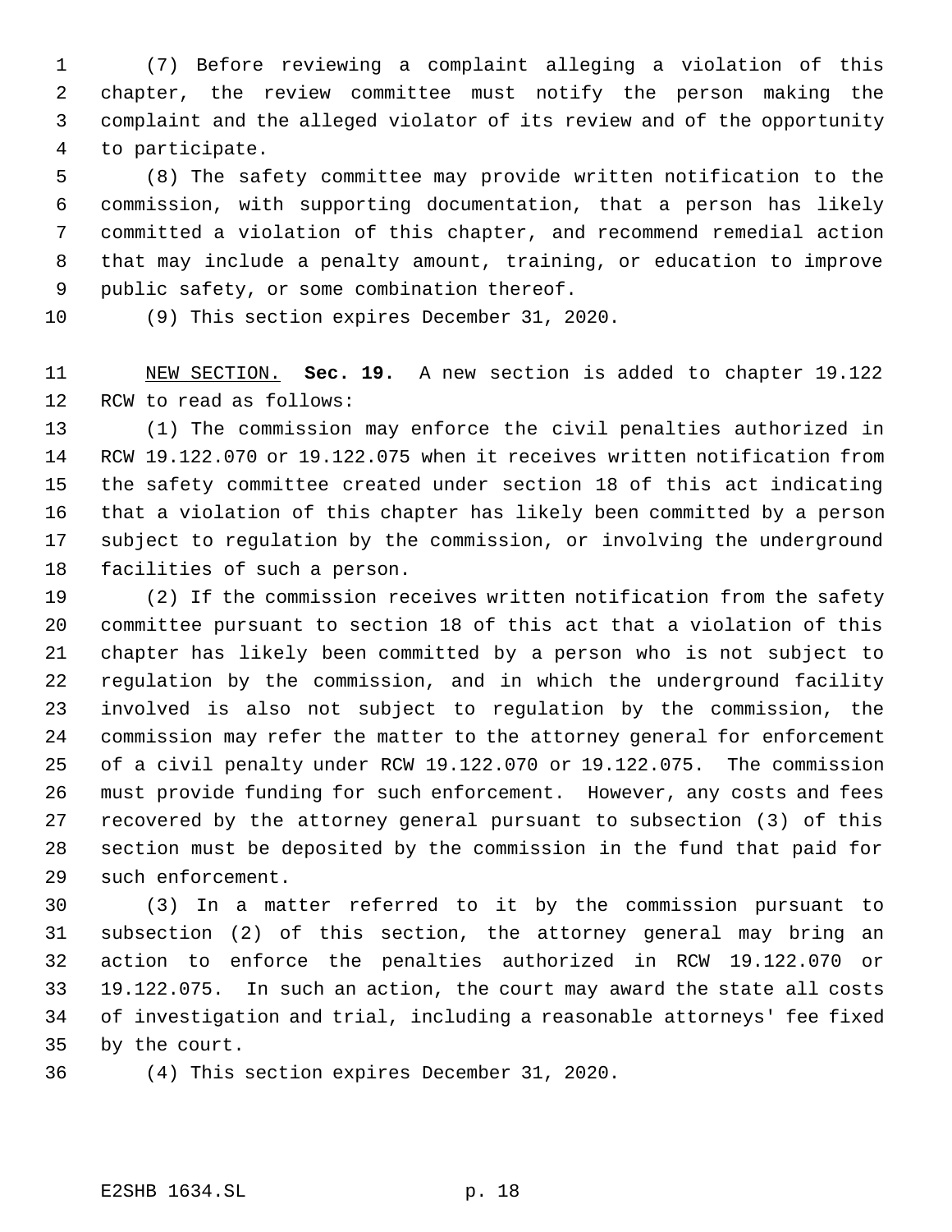(7) Before reviewing a complaint alleging a violation of this chapter, the review committee must notify the person making the complaint and the alleged violator of its review and of the opportunity to participate.

(8) The safety committee may provide written notification to the commission, with supporting documentation, that a person has likely committed a violation of this chapter, and recommend remedial action that may include a penalty amount, training, or education to improve public safety, or some combination thereof.

(9) This section expires December 31, 2020.

NEW SECTION. **Sec. 19.** A new section is added to chapter 19.122 RCW to read as follows:

(1) The commission may enforce the civil penalties authorized in RCW 19.122.070 or 19.122.075 when it receives written notification from the safety committee created under section 18 of this act indicating that a violation of this chapter has likely been committed by a person subject to regulation by the commission, or involving the underground facilities of such a person.

(2) If the commission receives written notification from the safety committee pursuant to section 18 of this act that a violation of this chapter has likely been committed by a person who is not subject to regulation by the commission, and in which the underground facility involved is also not subject to regulation by the commission, the commission may refer the matter to the attorney general for enforcement of a civil penalty under RCW 19.122.070 or 19.122.075. The commission must provide funding for such enforcement. However, any costs and fees recovered by the attorney general pursuant to subsection (3) of this section must be deposited by the commission in the fund that paid for such enforcement.

(3) In a matter referred to it by the commission pursuant to subsection (2) of this section, the attorney general may bring an action to enforce the penalties authorized in RCW 19.122.070 or 19.122.075. In such an action, the court may award the state all costs of investigation and trial, including a reasonable attorneys' fee fixed by the court.

(4) This section expires December 31, 2020.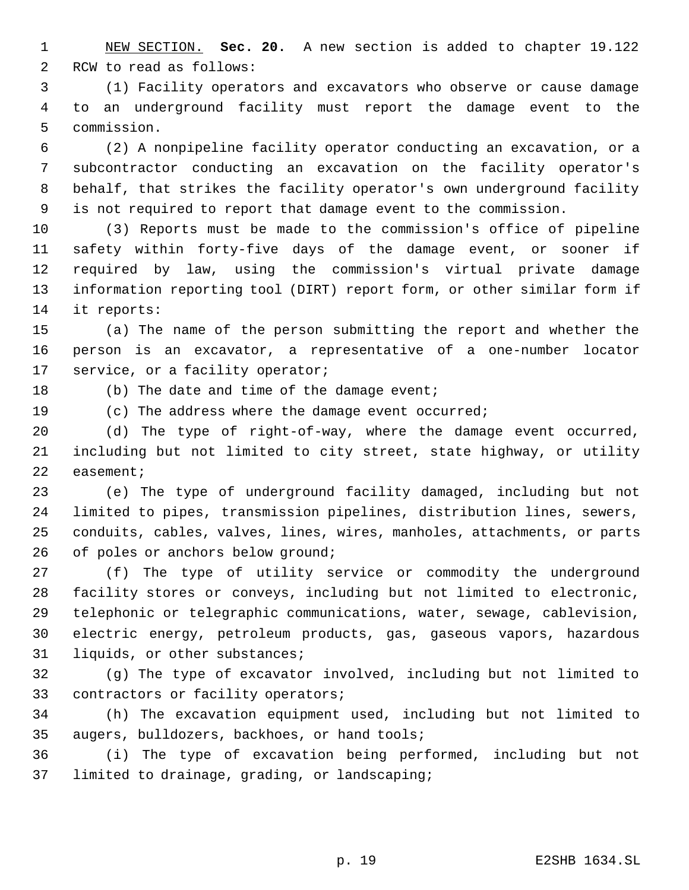NEW SECTION. **Sec. 20.** A new section is added to chapter 19.122 RCW to read as follows:

(1) Facility operators and excavators who observe or cause damage to an underground facility must report the damage event to the commission.

(2) A nonpipeline facility operator conducting an excavation, or a subcontractor conducting an excavation on the facility operator's behalf, that strikes the facility operator's own underground facility is not required to report that damage event to the commission.

(3) Reports must be made to the commission's office of pipeline safety within forty-five days of the damage event, or sooner if required by law, using the commission's virtual private damage information reporting tool (DIRT) report form, or other similar form if it reports:

(a) The name of the person submitting the report and whether the person is an excavator, a representative of a one-number locator service, or a facility operator;

(b) The date and time of the damage event;

(c) The address where the damage event occurred;

(d) The type of right-of-way, where the damage event occurred, including but not limited to city street, state highway, or utility easement;

(e) The type of underground facility damaged, including but not limited to pipes, transmission pipelines, distribution lines, sewers, conduits, cables, valves, lines, wires, manholes, attachments, or parts of poles or anchors below ground;

(f) The type of utility service or commodity the underground facility stores or conveys, including but not limited to electronic, telephonic or telegraphic communications, water, sewage, cablevision, electric energy, petroleum products, gas, gaseous vapors, hazardous liquids, or other substances;

(g) The type of excavator involved, including but not limited to contractors or facility operators;

(h) The excavation equipment used, including but not limited to augers, bulldozers, backhoes, or hand tools;

(i) The type of excavation being performed, including but not limited to drainage, grading, or landscaping;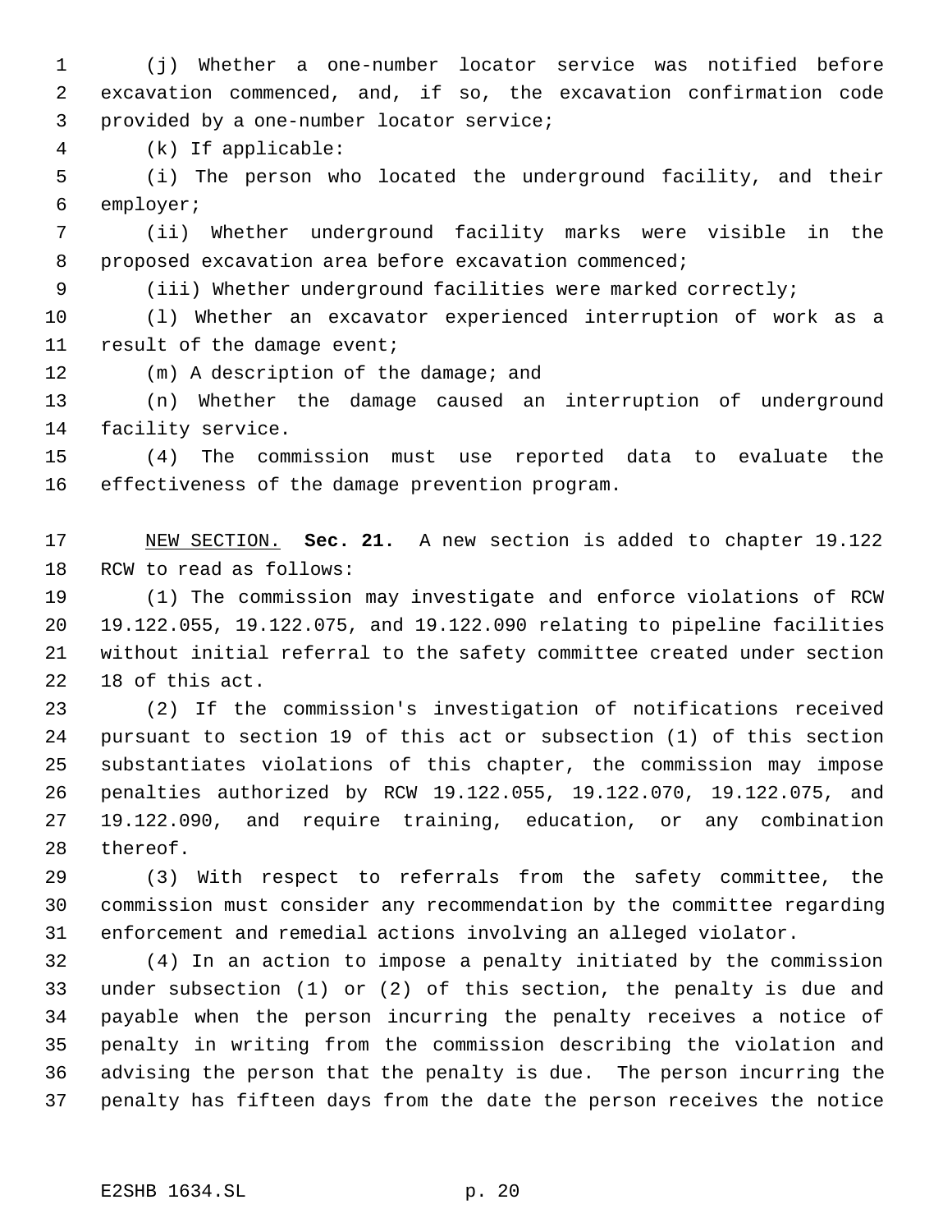(j) Whether a one-number locator service was notified before excavation commenced, and, if so, the excavation confirmation code provided by a one-number locator service;

(k) If applicable:

(i) The person who located the underground facility, and their employer;

(ii) Whether underground facility marks were visible in the proposed excavation area before excavation commenced;

(iii) Whether underground facilities were marked correctly;

(l) Whether an excavator experienced interruption of work as a result of the damage event;

(m) A description of the damage; and

(n) Whether the damage caused an interruption of underground facility service.

(4) The commission must use reported data to evaluate the effectiveness of the damage prevention program.

NEW SECTION. **Sec. 21.** A new section is added to chapter 19.122 RCW to read as follows:

(1) The commission may investigate and enforce violations of RCW 19.122.055, 19.122.075, and 19.122.090 relating to pipeline facilities without initial referral to the safety committee created under section 18 of this act.

(2) If the commission's investigation of notifications received pursuant to section 19 of this act or subsection (1) of this section substantiates violations of this chapter, the commission may impose penalties authorized by RCW 19.122.055, 19.122.070, 19.122.075, and 19.122.090, and require training, education, or any combination thereof.

(3) With respect to referrals from the safety committee, the commission must consider any recommendation by the committee regarding enforcement and remedial actions involving an alleged violator.

(4) In an action to impose a penalty initiated by the commission under subsection (1) or (2) of this section, the penalty is due and payable when the person incurring the penalty receives a notice of penalty in writing from the commission describing the violation and advising the person that the penalty is due. The person incurring the penalty has fifteen days from the date the person receives the notice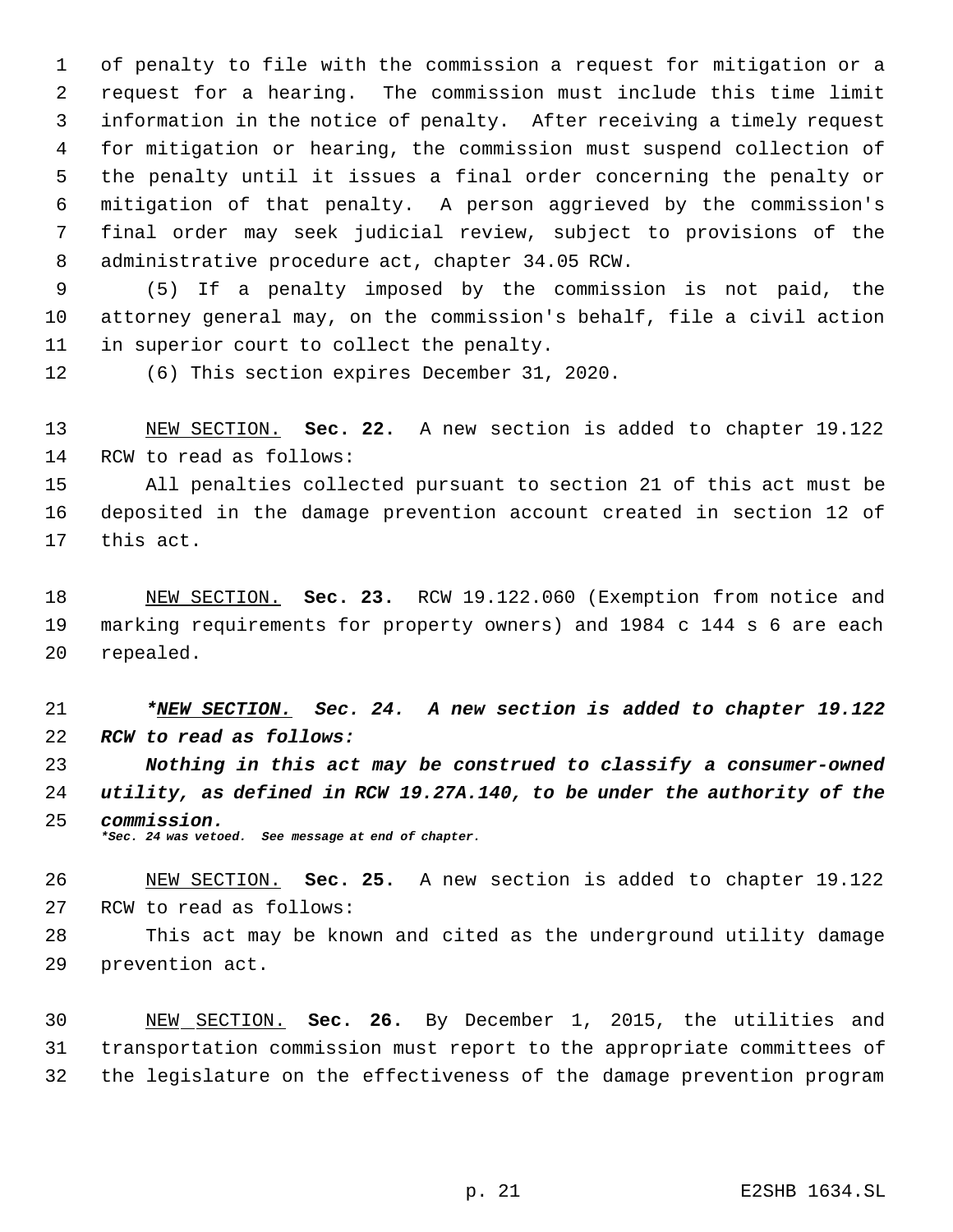of penalty to file with the commission a request for mitigation or a request for a hearing. The commission must include this time limit information in the notice of penalty. After receiving a timely request for mitigation or hearing, the commission must suspend collection of the penalty until it issues a final order concerning the penalty or mitigation of that penalty. A person aggrieved by the commission's final order may seek judicial review, subject to provisions of the administrative procedure act, chapter 34.05 RCW.

(5) If a penalty imposed by the commission is not paid, the attorney general may, on the commission's behalf, file a civil action in superior court to collect the penalty.

(6) This section expires December 31, 2020.

NEW SECTION. **Sec. 22.** A new section is added to chapter 19.122 RCW to read as follows:

All penalties collected pursuant to section 21 of this act must be deposited in the damage prevention account created in section 12 of this act.

NEW SECTION. **Sec. 23.** RCW 19.122.060 (Exemption from notice and marking requirements for property owners) and 1984 c 144 s 6 are each repealed.

***NEW SECTION. Sec. 24. A new section is added to chapter 19.122 RCW to read as follows:***

***Nothing in this act may be construed to classify a consumer-owned utility, as defined in RCW 19.27A.140, to be under the authority of the commission.***

****Sec. 24 was vetoed. See message at end of chapter.***

NEW SECTION. **Sec. 25.** A new section is added to chapter 19.122 RCW to read as follows:

This act may be known and cited as the underground utility damage prevention act.

NEW SECTION. **Sec. 26.** By December 1, 2015, the utilities and transportation commission must report to the appropriate committees of the legislature on the effectiveness of the damage prevention program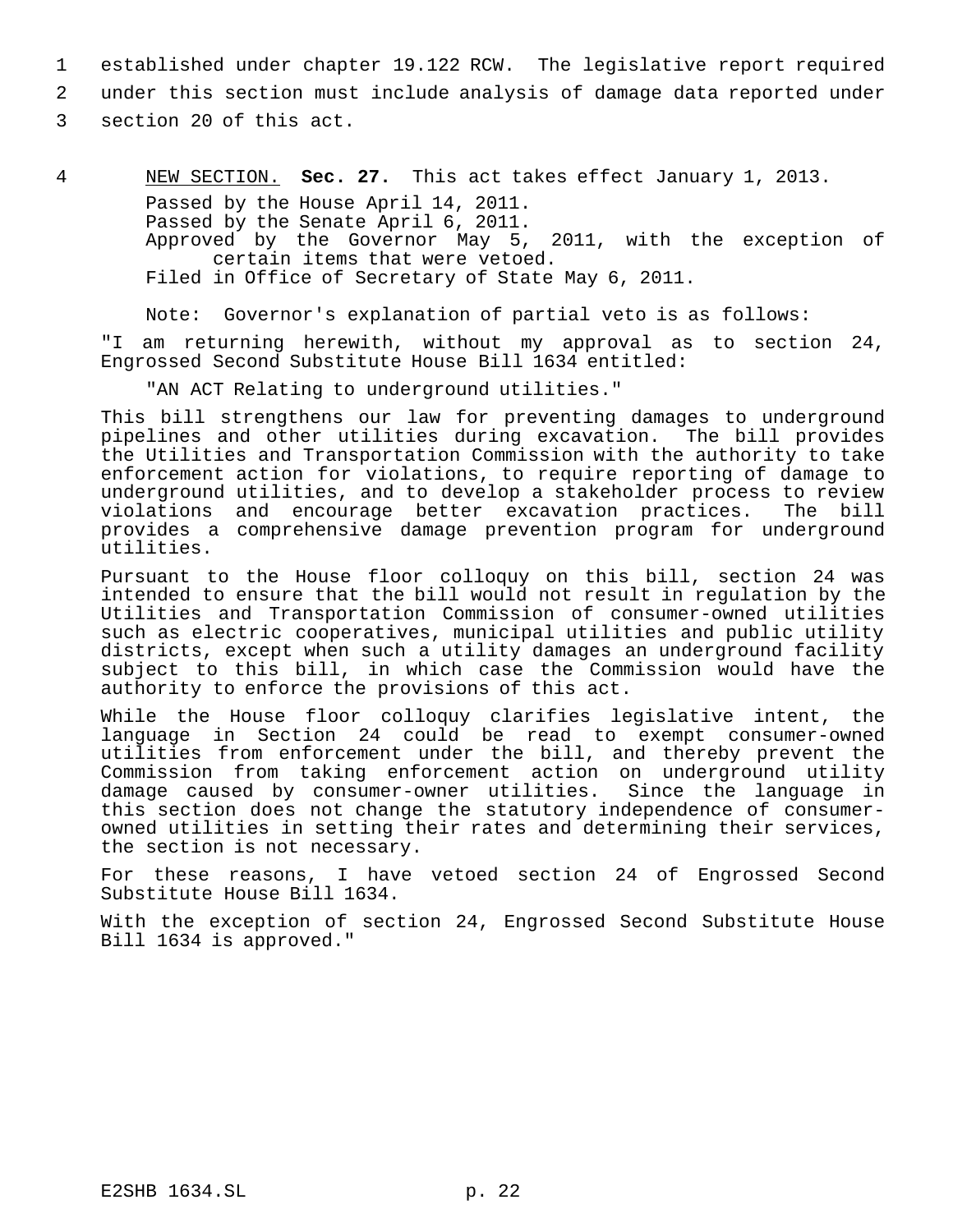established under chapter 19.122 RCW. The legislative report required under this section must include analysis of damage data reported under section 20 of this act.

NEW SECTION. **Sec. 27.** This act takes effect January 1, 2013.

Passed by the House April 14, 2011.
Passed by the Senate April 6, 2011.
Approved by the Governor May 5, 2011, with the exception of certain items that were vetoed.
Filed in Office of Secretary of State May 6, 2011.

Note: Governor's explanation of partial veto is as follows:

"I am returning herewith, without my approval as to section 24, Engrossed Second Substitute House Bill 1634 entitled:

"AN ACT Relating to underground utilities."

This bill strengthens our law for preventing damages to underground pipelines and other utilities during excavation. The bill provides the Utilities and Transportation Commission with the authority to take enforcement action for violations, to require reporting of damage to underground utilities, and to develop a stakeholder process to review violations and encourage better excavation practices. The bill provides a comprehensive damage prevention program for underground utilities.

Pursuant to the House floor colloquy on this bill, section 24 was intended to ensure that the bill would not result in regulation by the Utilities and Transportation Commission of consumer-owned utilities such as electric cooperatives, municipal utilities and public utility districts, except when such a utility damages an underground facility subject to this bill, in which case the Commission would have the authority to enforce the provisions of this act.

While the House floor colloquy clarifies legislative intent, the language in Section 24 could be read to exempt consumer-owned utilities from enforcement under the bill, and thereby prevent the Commission from taking enforcement action on underground utility damage caused by consumer-owner utilities. Since the language in this section does not change the statutory independence of consumer-owned utilities in setting their rates and determining their services, the section is not necessary.

For these reasons, I have vetoed section 24 of Engrossed Second Substitute House Bill 1634.

With the exception of section 24, Engrossed Second Substitute House Bill 1634 is approved."